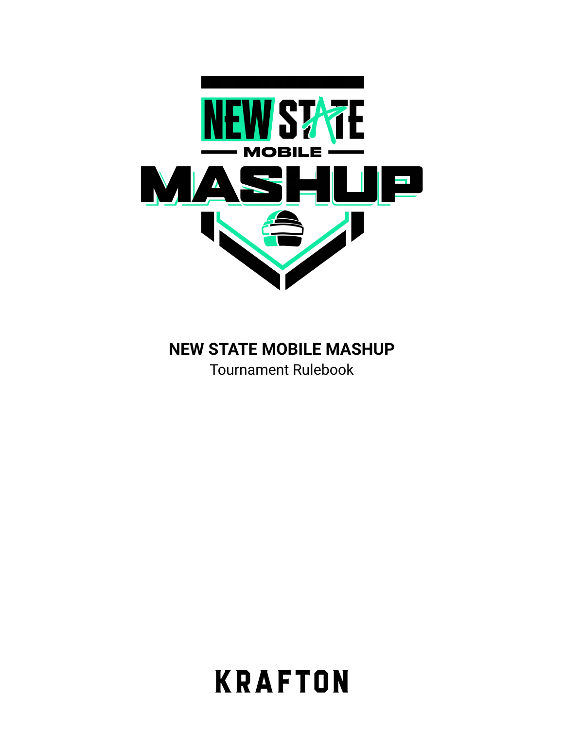# NEW STATE MOBILE MASHUP

Tournament Rulebook

KRAFTON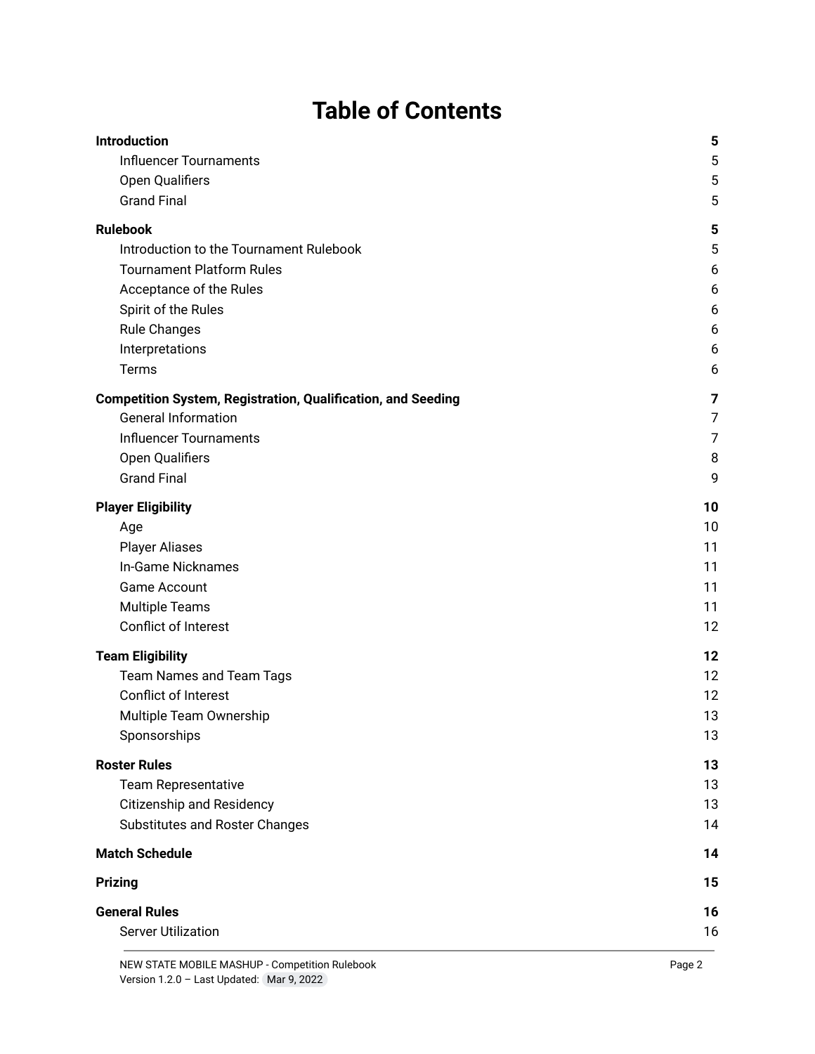# Table of Contents

| | |
|---|---|
| **Introduction** | **5** |
| Influencer Tournaments | 5 |
| Open Qualifiers | 5 |
| Grand Final | 5 |
| **Rulebook** | **5** |
| Introduction to the Tournament Rulebook | 5 |
| Tournament Platform Rules | 6 |
| Acceptance of the Rules | 6 |
| Spirit of the Rules | 6 |
| Rule Changes | 6 |
| Interpretations | 6 |
| Terms | 6 |
| **Competition System, Registration, Qualification, and Seeding** | **7** |
| General Information | 7 |
| Influencer Tournaments | 7 |
| Open Qualifiers | 8 |
| Grand Final | 9 |
| **Player Eligibility** | **10** |
| Age | 10 |
| Player Aliases | 11 |
| In-Game Nicknames | 11 |
| Game Account | 11 |
| Multiple Teams | 11 |
| Conflict of Interest | 12 |
| **Team Eligibility** | **12** |
| Team Names and Team Tags | 12 |
| Conflict of Interest | 12 |
| Multiple Team Ownership | 13 |
| Sponsorships | 13 |
| **Roster Rules** | **13** |
| Team Representative | 13 |
| Citizenship and Residency | 13 |
| Substitutes and Roster Changes | 14 |
| **Match Schedule** | **14** |
| **Prizing** | **15** |
| **General Rules** | **16** |
| Server Utilization | 16 |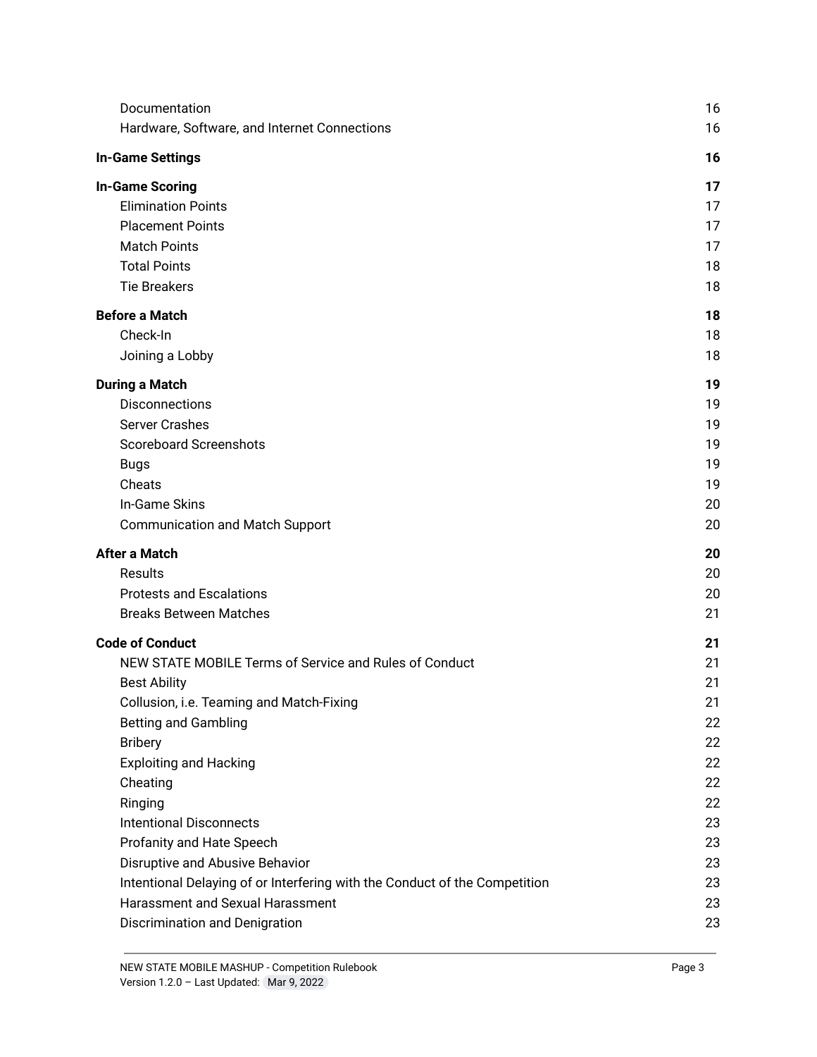| | |
|---|---|
| Documentation | 16 |
| Hardware, Software, and Internet Connections | 16 |
| **In-Game Settings** | **16** |
| **In-Game Scoring** | **17** |
| Elimination Points | 17 |
| Placement Points | 17 |
| Match Points | 17 |
| Total Points | 18 |
| Tie Breakers | 18 |
| **Before a Match** | **18** |
| Check-In | 18 |
| Joining a Lobby | 18 |
| **During a Match** | **19** |
| Disconnections | 19 |
| Server Crashes | 19 |
| Scoreboard Screenshots | 19 |
| Bugs | 19 |
| Cheats | 19 |
| In-Game Skins | 20 |
| Communication and Match Support | 20 |
| **After a Match** | **20** |
| Results | 20 |
| Protests and Escalations | 20 |
| Breaks Between Matches | 21 |
| **Code of Conduct** | **21** |
| NEW STATE MOBILE Terms of Service and Rules of Conduct | 21 |
| Best Ability | 21 |
| Collusion, i.e. Teaming and Match-Fixing | 21 |
| Betting and Gambling | 22 |
| Bribery | 22 |
| Exploiting and Hacking | 22 |
| Cheating | 22 |
| Ringing | 22 |
| Intentional Disconnects | 23 |
| Profanity and Hate Speech | 23 |
| Disruptive and Abusive Behavior | 23 |
| Intentional Delaying of or Interfering with the Conduct of the Competition | 23 |
| Harassment and Sexual Harassment | 23 |
| Discrimination and Denigration | 23 |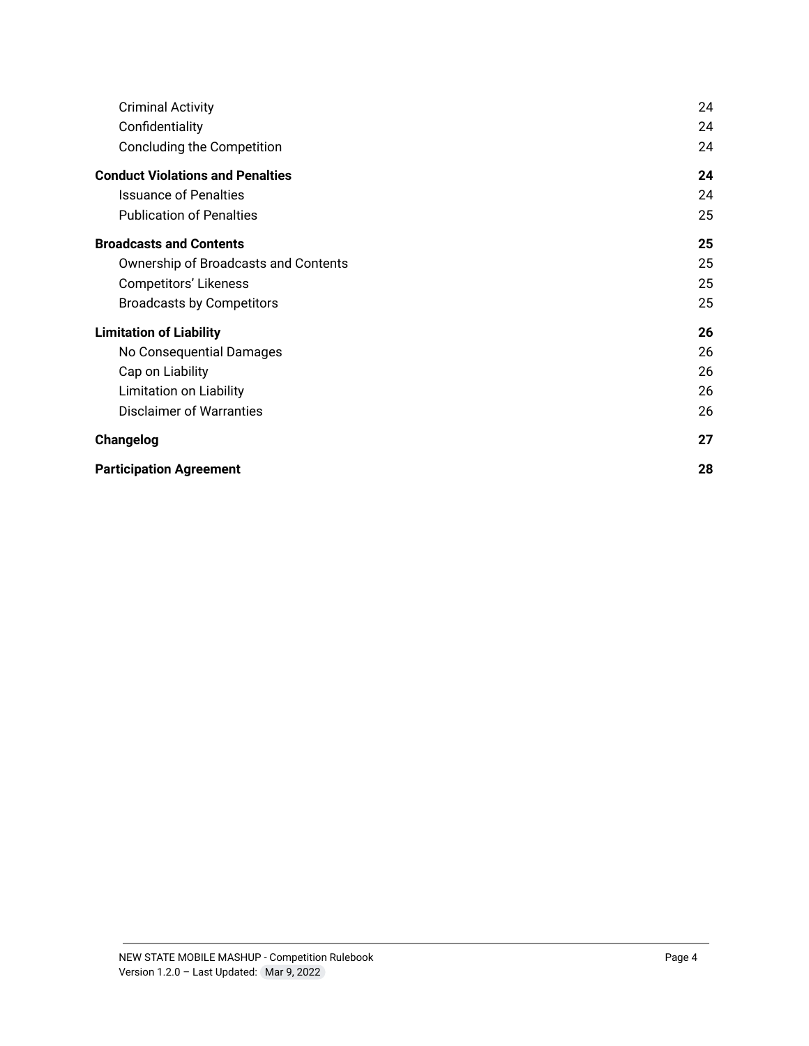| | |
|---|---|
| Criminal Activity | 24 |
| Confidentiality | 24 |
| Concluding the Competition | 24 |
| **Conduct Violations and Penalties** | **24** |
| Issuance of Penalties | 24 |
| Publication of Penalties | 25 |
| **Broadcasts and Contents** | **25** |
| Ownership of Broadcasts and Contents | 25 |
| Competitors' Likeness | 25 |
| Broadcasts by Competitors | 25 |
| **Limitation of Liability** | **26** |
| No Consequential Damages | 26 |
| Cap on Liability | 26 |
| Limitation on Liability | 26 |
| Disclaimer of Warranties | 26 |
| **Changelog** | **27** |
| **Participation Agreement** | **28** |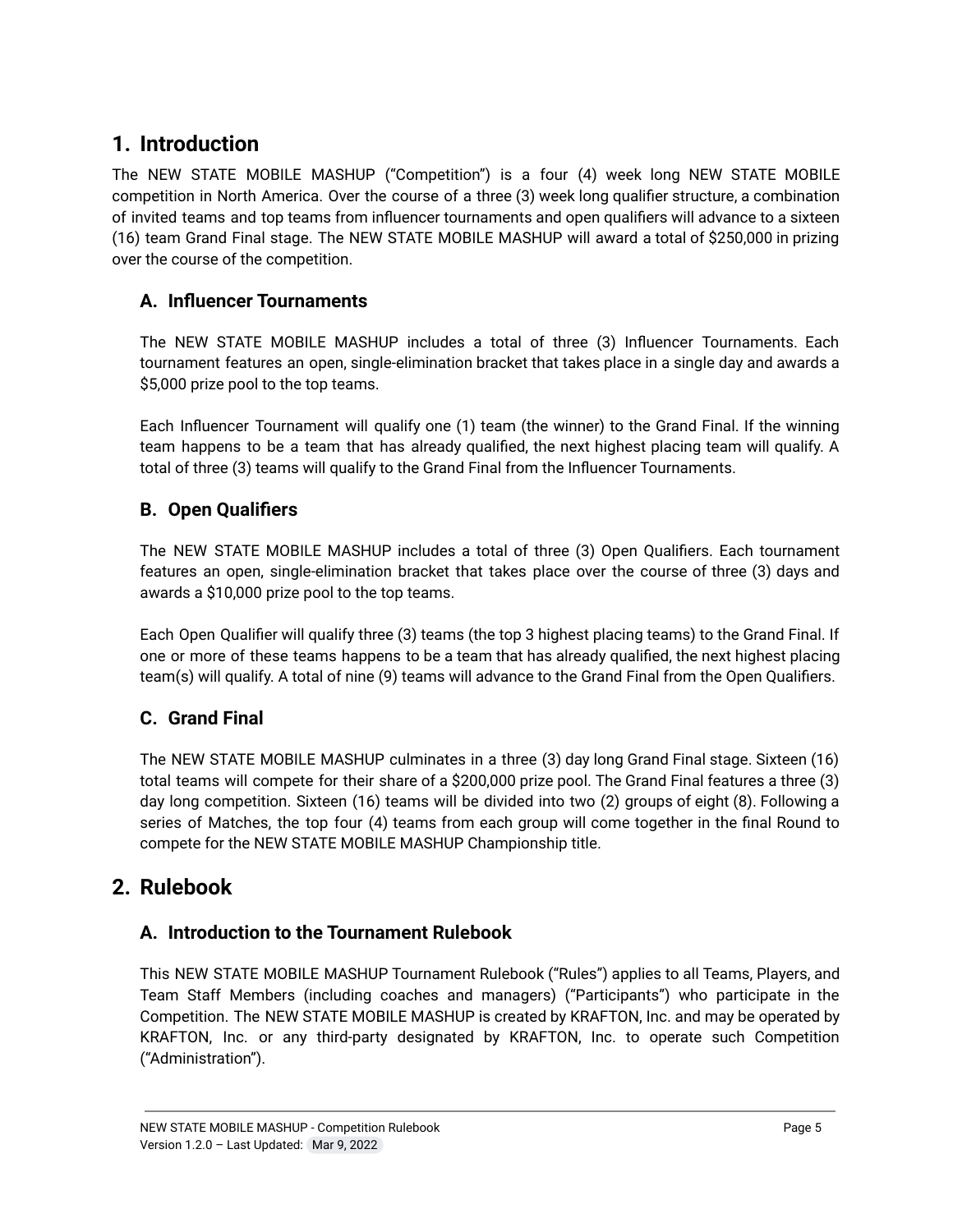# 1. Introduction

The NEW STATE MOBILE MASHUP ("Competition") is a four (4) week long NEW STATE MOBILE competition in North America. Over the course of a three (3) week long qualifier structure, a combination of invited teams and top teams from influencer tournaments and open qualifiers will advance to a sixteen (16) team Grand Final stage. The NEW STATE MOBILE MASHUP will award a total of $250,000 in prizing over the course of the competition.

## A. Influencer Tournaments

The NEW STATE MOBILE MASHUP includes a total of three (3) Influencer Tournaments. Each tournament features an open, single-elimination bracket that takes place in a single day and awards a $5,000 prize pool to the top teams.

Each Influencer Tournament will qualify one (1) team (the winner) to the Grand Final. If the winning team happens to be a team that has already qualified, the next highest placing team will qualify. A total of three (3) teams will qualify to the Grand Final from the Influencer Tournaments.

## B. Open Qualifiers

The NEW STATE MOBILE MASHUP includes a total of three (3) Open Qualifiers. Each tournament features an open, single-elimination bracket that takes place over the course of three (3) days and awards a $10,000 prize pool to the top teams.

Each Open Qualifier will qualify three (3) teams (the top 3 highest placing teams) to the Grand Final. If one or more of these teams happens to be a team that has already qualified, the next highest placing team(s) will qualify. A total of nine (9) teams will advance to the Grand Final from the Open Qualifiers.

## C. Grand Final

The NEW STATE MOBILE MASHUP culminates in a three (3) day long Grand Final stage. Sixteen (16) total teams will compete for their share of a $200,000 prize pool. The Grand Final features a three (3) day long competition. Sixteen (16) teams will be divided into two (2) groups of eight (8). Following a series of Matches, the top four (4) teams from each group will come together in the final Round to compete for the NEW STATE MOBILE MASHUP Championship title.

# 2. Rulebook

## A. Introduction to the Tournament Rulebook

This NEW STATE MOBILE MASHUP Tournament Rulebook ("Rules") applies to all Teams, Players, and Team Staff Members (including coaches and managers) ("Participants") who participate in the Competition. The NEW STATE MOBILE MASHUP is created by KRAFTON, Inc. and may be operated by KRAFTON, Inc. or any third-party designated by KRAFTON, Inc. to operate such Competition ("Administration").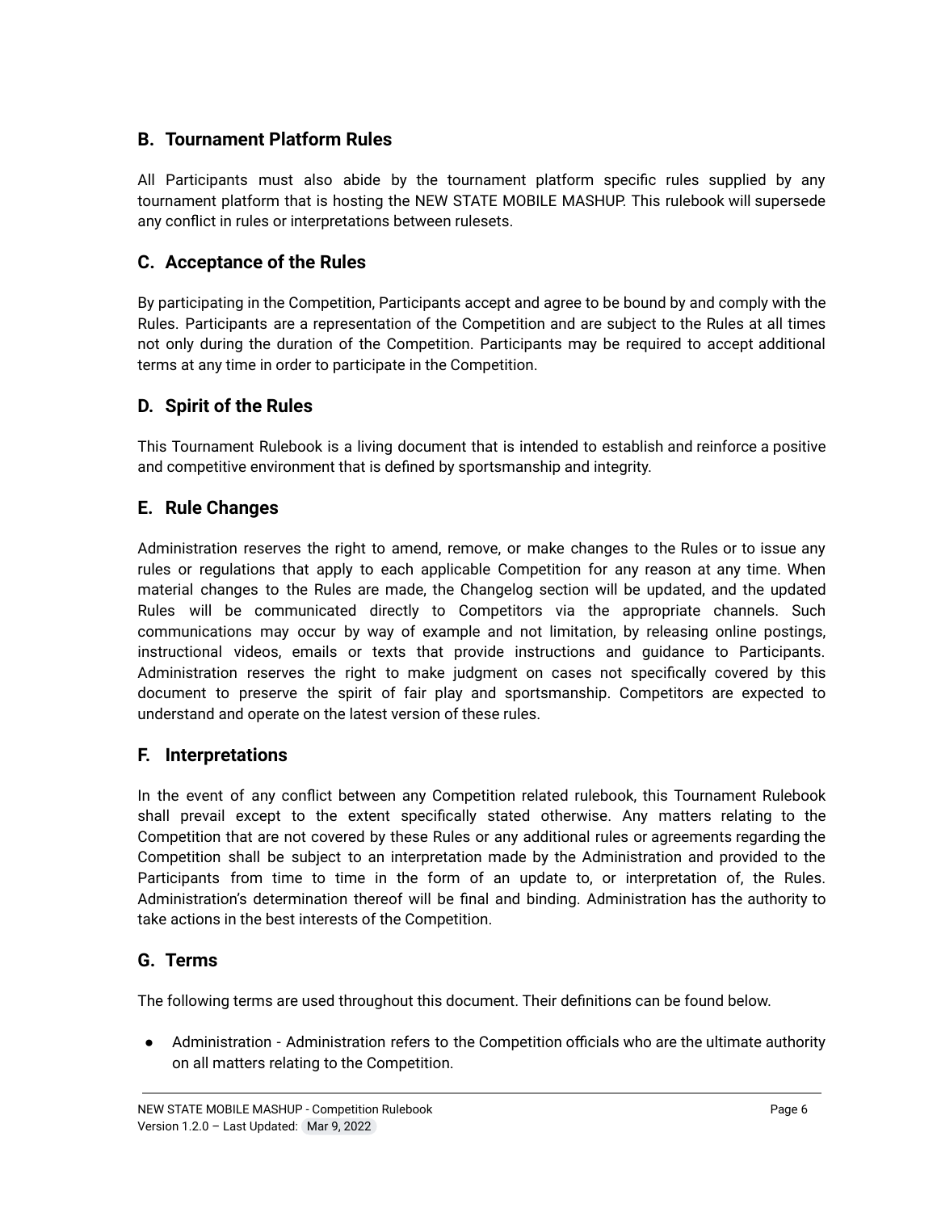## B. Tournament Platform Rules

All Participants must also abide by the tournament platform specific rules supplied by any tournament platform that is hosting the NEW STATE MOBILE MASHUP. This rulebook will supersede any conflict in rules or interpretations between rulesets.

## C. Acceptance of the Rules

By participating in the Competition, Participants accept and agree to be bound by and comply with the Rules. Participants are a representation of the Competition and are subject to the Rules at all times not only during the duration of the Competition. Participants may be required to accept additional terms at any time in order to participate in the Competition.

## D. Spirit of the Rules

This Tournament Rulebook is a living document that is intended to establish and reinforce a positive and competitive environment that is defined by sportsmanship and integrity.

## E. Rule Changes

Administration reserves the right to amend, remove, or make changes to the Rules or to issue any rules or regulations that apply to each applicable Competition for any reason at any time. When material changes to the Rules are made, the Changelog section will be updated, and the updated Rules will be communicated directly to Competitors via the appropriate channels. Such communications may occur by way of example and not limitation, by releasing online postings, instructional videos, emails or texts that provide instructions and guidance to Participants. Administration reserves the right to make judgment on cases not specifically covered by this document to preserve the spirit of fair play and sportsmanship. Competitors are expected to understand and operate on the latest version of these rules.

## F. Interpretations

In the event of any conflict between any Competition related rulebook, this Tournament Rulebook shall prevail except to the extent specifically stated otherwise. Any matters relating to the Competition that are not covered by these Rules or any additional rules or agreements regarding the Competition shall be subject to an interpretation made by the Administration and provided to the Participants from time to time in the form of an update to, or interpretation of, the Rules. Administration's determination thereof will be final and binding. Administration has the authority to take actions in the best interests of the Competition.

## G. Terms

The following terms are used throughout this document. Their definitions can be found below.

- Administration - Administration refers to the Competition officials who are the ultimate authority on all matters relating to the Competition.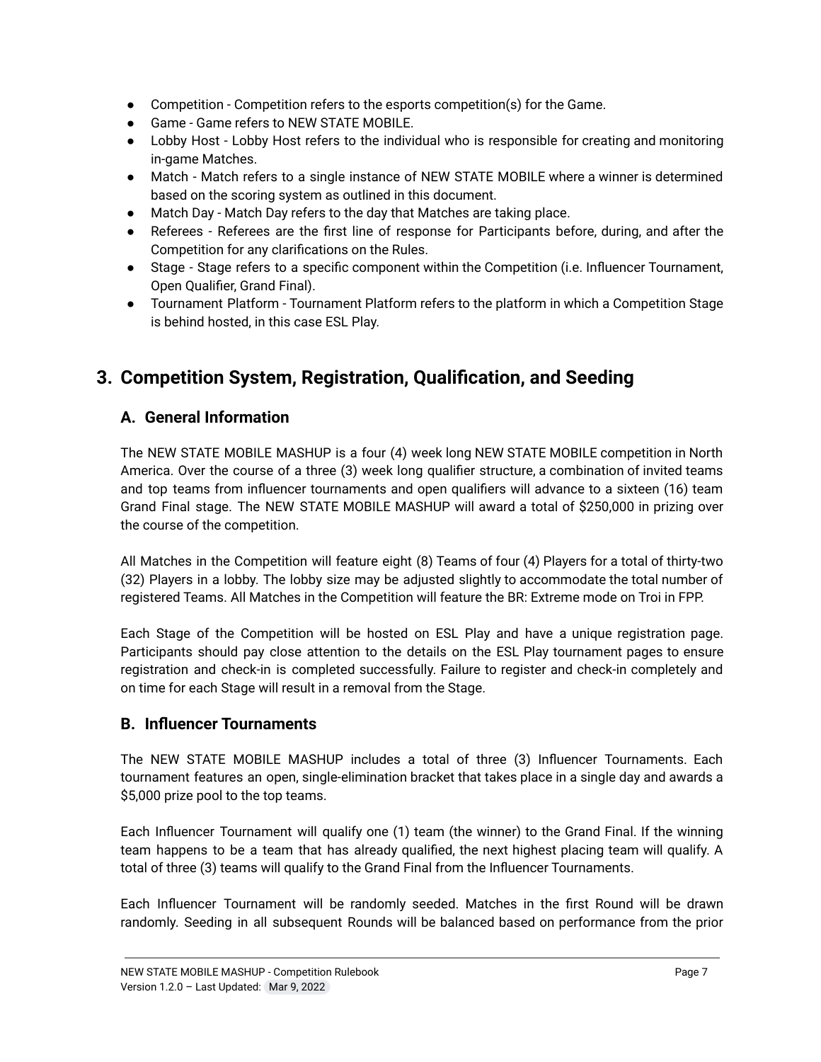- Competition - Competition refers to the esports competition(s) for the Game.
- Game - Game refers to NEW STATE MOBILE.
- Lobby Host - Lobby Host refers to the individual who is responsible for creating and monitoring in-game Matches.
- Match - Match refers to a single instance of NEW STATE MOBILE where a winner is determined based on the scoring system as outlined in this document.
- Match Day - Match Day refers to the day that Matches are taking place.
- Referees - Referees are the first line of response for Participants before, during, and after the Competition for any clarifications on the Rules.
- Stage - Stage refers to a specific component within the Competition (i.e. Influencer Tournament, Open Qualifier, Grand Final).
- Tournament Platform - Tournament Platform refers to the platform in which a Competition Stage is behind hosted, in this case ESL Play.

## 3. Competition System, Registration, Qualification, and Seeding

### A. General Information

The NEW STATE MOBILE MASHUP is a four (4) week long NEW STATE MOBILE competition in North America. Over the course of a three (3) week long qualifier structure, a combination of invited teams and top teams from influencer tournaments and open qualifiers will advance to a sixteen (16) team Grand Final stage. The NEW STATE MOBILE MASHUP will award a total of $250,000 in prizing over the course of the competition.

All Matches in the Competition will feature eight (8) Teams of four (4) Players for a total of thirty-two (32) Players in a lobby. The lobby size may be adjusted slightly to accommodate the total number of registered Teams. All Matches in the Competition will feature the BR: Extreme mode on Troi in FPP.

Each Stage of the Competition will be hosted on ESL Play and have a unique registration page. Participants should pay close attention to the details on the ESL Play tournament pages to ensure registration and check-in is completed successfully. Failure to register and check-in completely and on time for each Stage will result in a removal from the Stage.

### B. Influencer Tournaments

The NEW STATE MOBILE MASHUP includes a total of three (3) Influencer Tournaments. Each tournament features an open, single-elimination bracket that takes place in a single day and awards a $5,000 prize pool to the top teams.

Each Influencer Tournament will qualify one (1) team (the winner) to the Grand Final. If the winning team happens to be a team that has already qualified, the next highest placing team will qualify. A total of three (3) teams will qualify to the Grand Final from the Influencer Tournaments.

Each Influencer Tournament will be randomly seeded. Matches in the first Round will be drawn randomly. Seeding in all subsequent Rounds will be balanced based on performance from the prior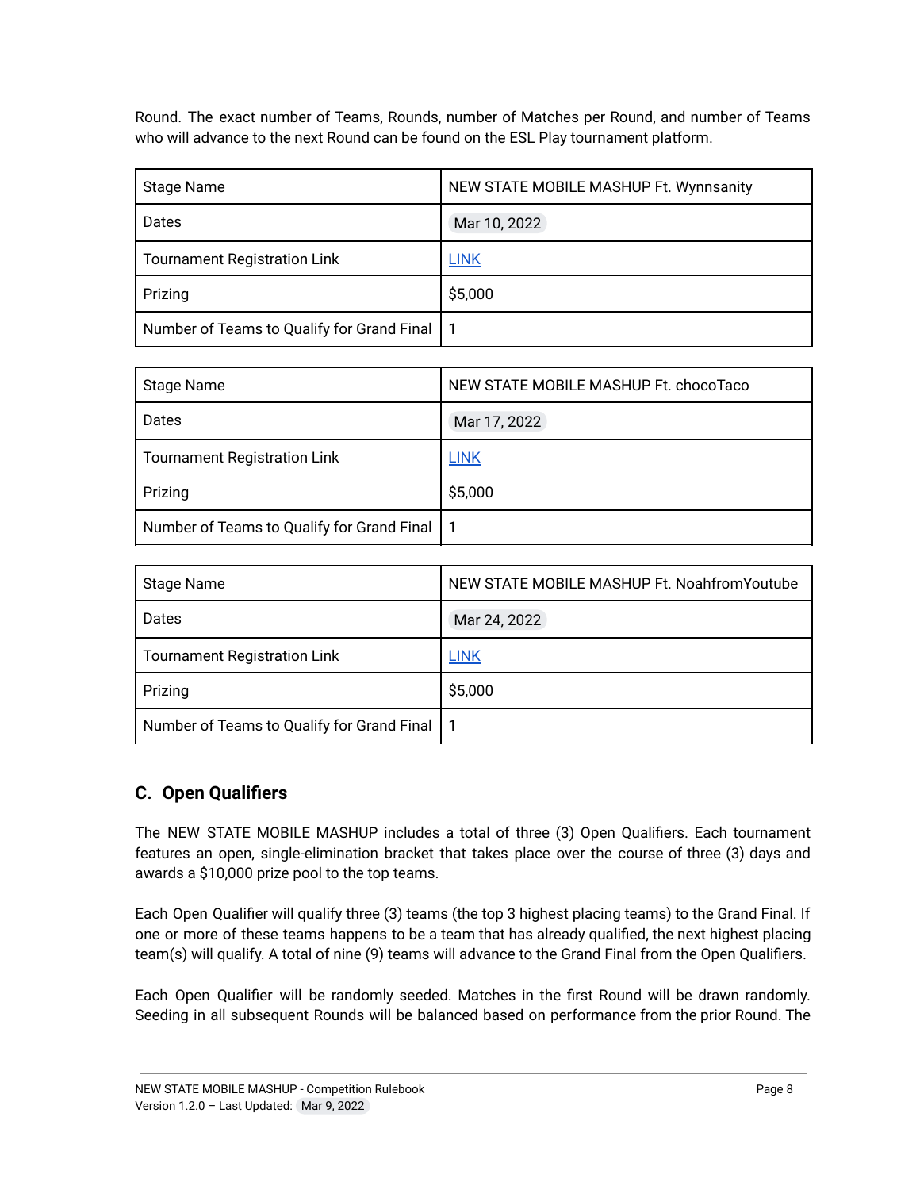Round. The exact number of Teams, Rounds, number of Matches per Round, and number of Teams who will advance to the next Round can be found on the ESL Play tournament platform.

| Stage Name | NEW STATE MOBILE MASHUP Ft. Wynnsanity |
| --- | --- |
| Dates | Mar 10, 2022 |
| Tournament Registration Link | LINK |
| Prizing | $5,000 |
| Number of Teams to Qualify for Grand Final | 1 |

| Stage Name | NEW STATE MOBILE MASHUP Ft. chocoTaco |
| --- | --- |
| Dates | Mar 17, 2022 |
| Tournament Registration Link | LINK |
| Prizing | $5,000 |
| Number of Teams to Qualify for Grand Final | 1 |

| Stage Name | NEW STATE MOBILE MASHUP Ft. NoahfromYoutube |
| --- | --- |
| Dates | Mar 24, 2022 |
| Tournament Registration Link | LINK |
| Prizing | $5,000 |
| Number of Teams to Qualify for Grand Final | 1 |

### C. Open Qualifiers

The NEW STATE MOBILE MASHUP includes a total of three (3) Open Qualifiers. Each tournament features an open, single-elimination bracket that takes place over the course of three (3) days and awards a $10,000 prize pool to the top teams.

Each Open Qualifier will qualify three (3) teams (the top 3 highest placing teams) to the Grand Final. If one or more of these teams happens to be a team that has already qualified, the next highest placing team(s) will qualify. A total of nine (9) teams will advance to the Grand Final from the Open Qualifiers.

Each Open Qualifier will be randomly seeded. Matches in the first Round will be drawn randomly. Seeding in all subsequent Rounds will be balanced based on performance from the prior Round. The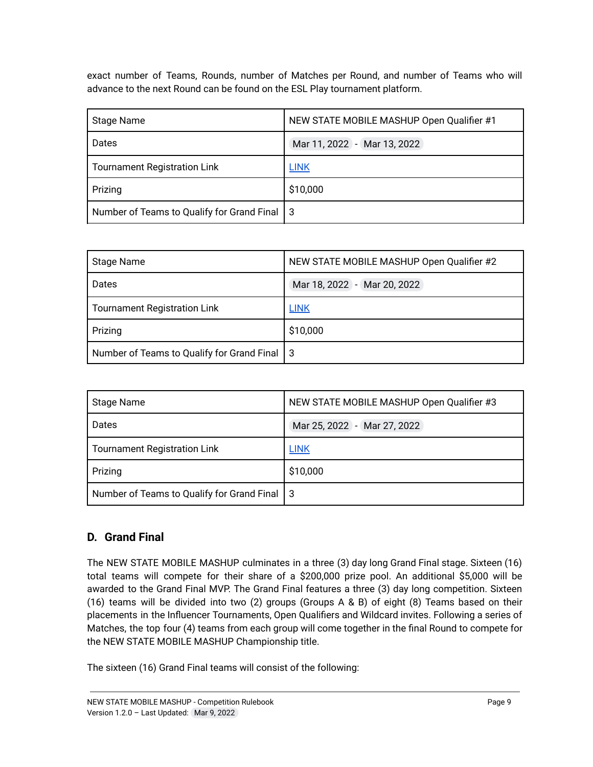exact number of Teams, Rounds, number of Matches per Round, and number of Teams who will advance to the next Round can be found on the ESL Play tournament platform.

| Stage Name | NEW STATE MOBILE MASHUP Open Qualifier #1 |
|---|---|
| Dates | Mar 11, 2022 - Mar 13, 2022 |
| Tournament Registration Link | LINK |
| Prizing | $10,000 |
| Number of Teams to Qualify for Grand Final | 3 |

| Stage Name | NEW STATE MOBILE MASHUP Open Qualifier #2 |
|---|---|
| Dates | Mar 18, 2022 - Mar 20, 2022 |
| Tournament Registration Link | LINK |
| Prizing | $10,000 |
| Number of Teams to Qualify for Grand Final | 3 |

| Stage Name | NEW STATE MOBILE MASHUP Open Qualifier #3 |
|---|---|
| Dates | Mar 25, 2022 - Mar 27, 2022 |
| Tournament Registration Link | LINK |
| Prizing | $10,000 |
| Number of Teams to Qualify for Grand Final | 3 |

## D. Grand Final

The NEW STATE MOBILE MASHUP culminates in a three (3) day long Grand Final stage. Sixteen (16) total teams will compete for their share of a $200,000 prize pool. An additional $5,000 will be awarded to the Grand Final MVP. The Grand Final features a three (3) day long competition. Sixteen (16) teams will be divided into two (2) groups (Groups A & B) of eight (8) Teams based on their placements in the Influencer Tournaments, Open Qualifiers and Wildcard invites. Following a series of Matches, the top four (4) teams from each group will come together in the final Round to compete for the NEW STATE MOBILE MASHUP Championship title.

The sixteen (16) Grand Final teams will consist of the following: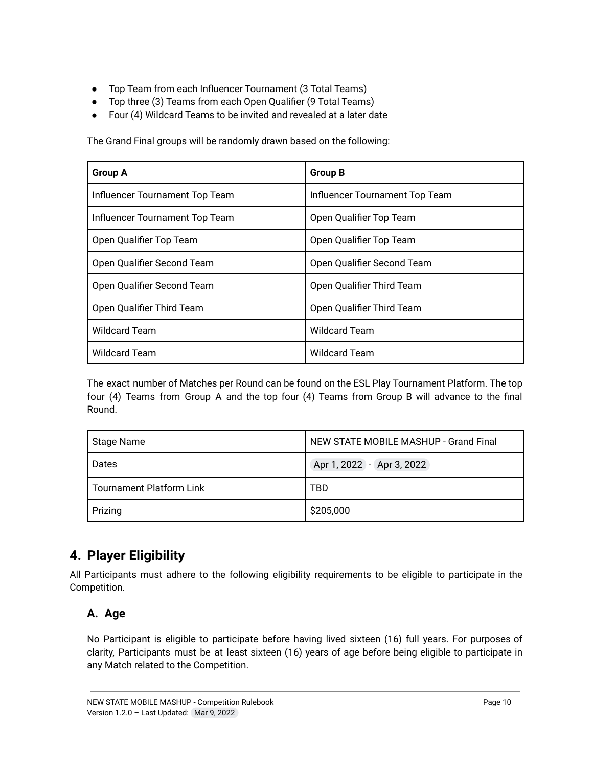- Top Team from each Influencer Tournament (3 Total Teams)
- Top three (3) Teams from each Open Qualifier (9 Total Teams)
- Four (4) Wildcard Teams to be invited and revealed at a later date

The Grand Final groups will be randomly drawn based on the following:

| Group A | Group B |
|---|---|
| Influencer Tournament Top Team | Influencer Tournament Top Team |
| Influencer Tournament Top Team | Open Qualifier Top Team |
| Open Qualifier Top Team | Open Qualifier Top Team |
| Open Qualifier Second Team | Open Qualifier Second Team |
| Open Qualifier Second Team | Open Qualifier Third Team |
| Open Qualifier Third Team | Open Qualifier Third Team |
| Wildcard Team | Wildcard Team |
| Wildcard Team | Wildcard Team |

The exact number of Matches per Round can be found on the ESL Play Tournament Platform. The top four (4) Teams from Group A and the top four (4) Teams from Group B will advance to the final Round.

| Stage Name | NEW STATE MOBILE MASHUP - Grand Final |
|---|---|
| Dates | Apr 1, 2022 - Apr 3, 2022 |
| Tournament Platform Link | TBD |
| Prizing | $205,000 |

## 4. Player Eligibility

All Participants must adhere to the following eligibility requirements to be eligible to participate in the Competition.

### A. Age

No Participant is eligible to participate before having lived sixteen (16) full years. For purposes of clarity, Participants must be at least sixteen (16) years of age before being eligible to participate in any Match related to the Competition.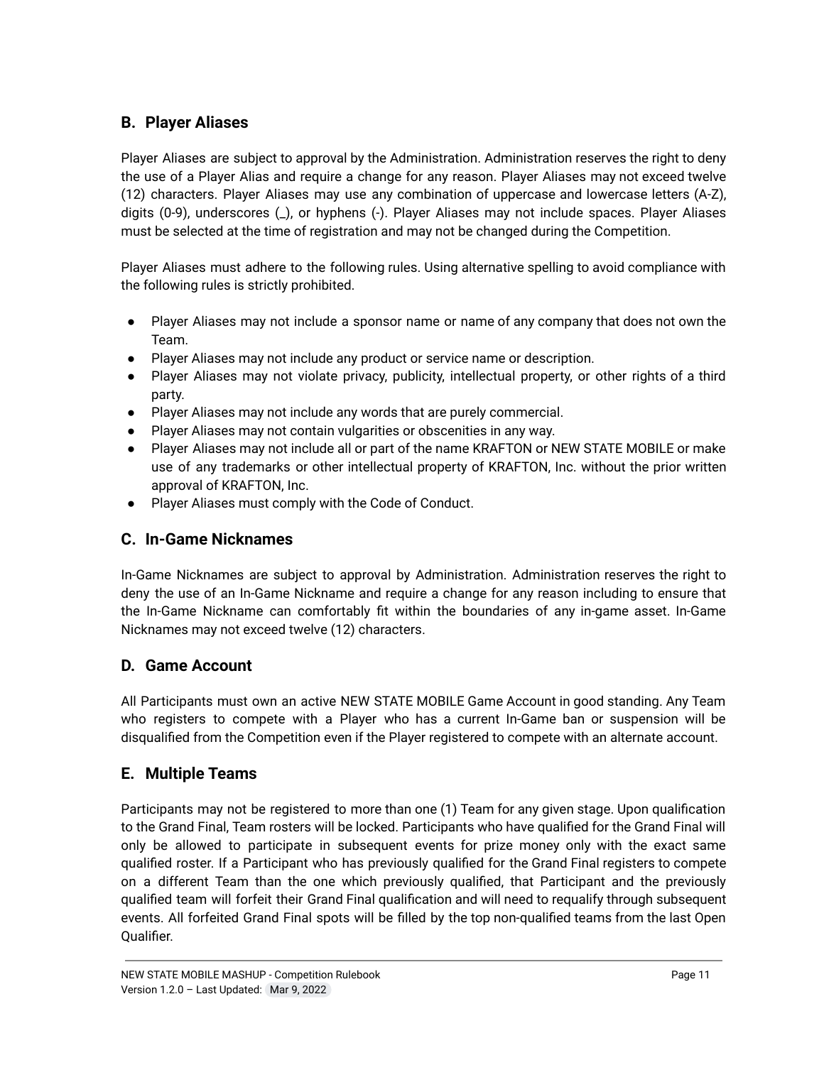## B. Player Aliases

Player Aliases are subject to approval by the Administration. Administration reserves the right to deny the use of a Player Alias and require a change for any reason. Player Aliases may not exceed twelve (12) characters. Player Aliases may use any combination of uppercase and lowercase letters (A-Z), digits (0-9), underscores (_), or hyphens (-). Player Aliases may not include spaces. Player Aliases must be selected at the time of registration and may not be changed during the Competition.

Player Aliases must adhere to the following rules. Using alternative spelling to avoid compliance with the following rules is strictly prohibited.

- Player Aliases may not include a sponsor name or name of any company that does not own the Team.
- Player Aliases may not include any product or service name or description.
- Player Aliases may not violate privacy, publicity, intellectual property, or other rights of a third party.
- Player Aliases may not include any words that are purely commercial.
- Player Aliases may not contain vulgarities or obscenities in any way.
- Player Aliases may not include all or part of the name KRAFTON or NEW STATE MOBILE or make use of any trademarks or other intellectual property of KRAFTON, Inc. without the prior written approval of KRAFTON, Inc.
- Player Aliases must comply with the Code of Conduct.

## C. In-Game Nicknames

In-Game Nicknames are subject to approval by Administration. Administration reserves the right to deny the use of an In-Game Nickname and require a change for any reason including to ensure that the In-Game Nickname can comfortably fit within the boundaries of any in-game asset. In-Game Nicknames may not exceed twelve (12) characters.

## D. Game Account

All Participants must own an active NEW STATE MOBILE Game Account in good standing. Any Team who registers to compete with a Player who has a current In-Game ban or suspension will be disqualified from the Competition even if the Player registered to compete with an alternate account.

## E. Multiple Teams

Participants may not be registered to more than one (1) Team for any given stage. Upon qualification to the Grand Final, Team rosters will be locked. Participants who have qualified for the Grand Final will only be allowed to participate in subsequent events for prize money only with the exact same qualified roster. If a Participant who has previously qualified for the Grand Final registers to compete on a different Team than the one which previously qualified, that Participant and the previously qualified team will forfeit their Grand Final qualification and will need to requalify through subsequent events. All forfeited Grand Final spots will be filled by the top non-qualified teams from the last Open Qualifier.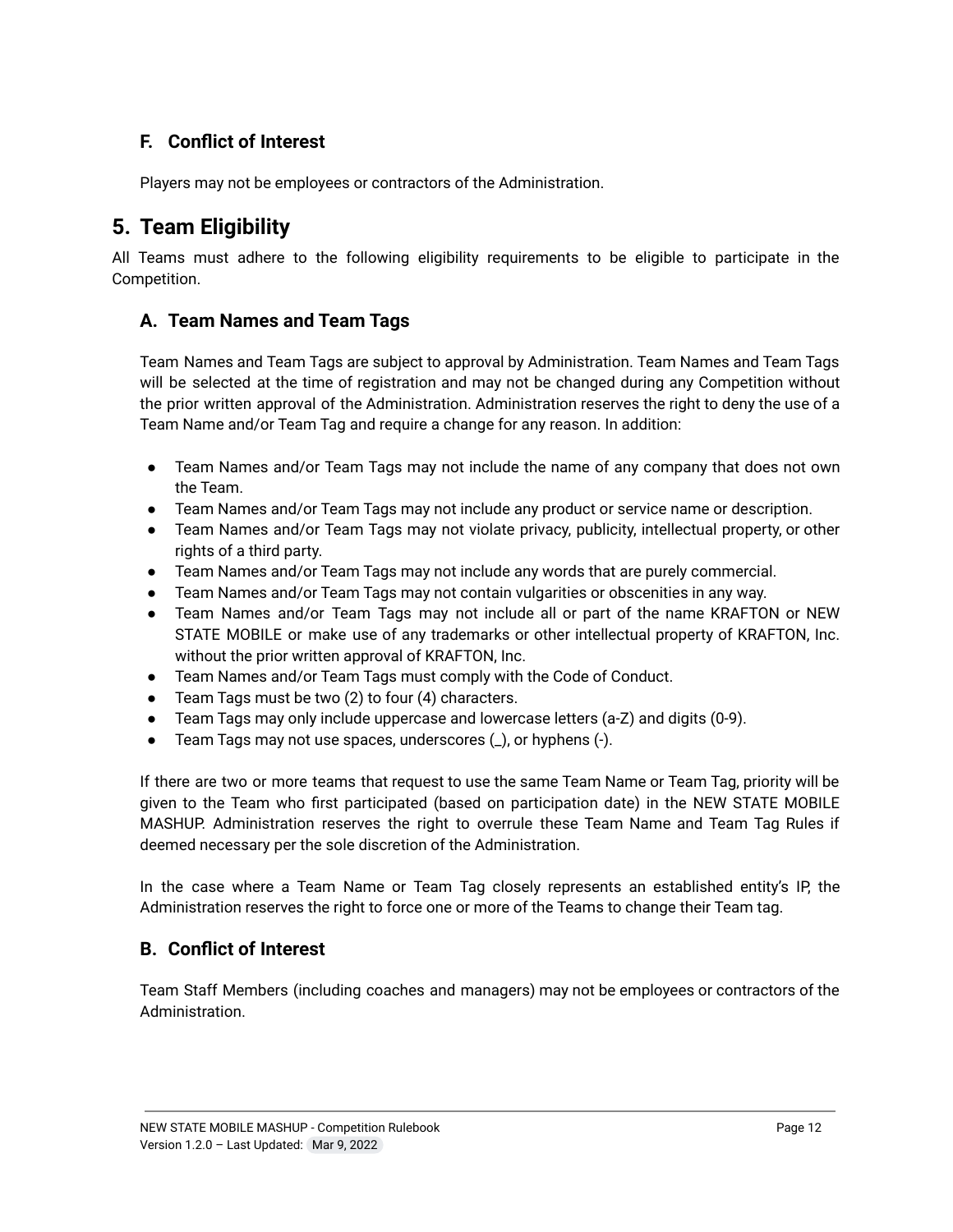### F. Conflict of Interest

Players may not be employees or contractors of the Administration.

## 5. Team Eligibility

All Teams must adhere to the following eligibility requirements to be eligible to participate in the Competition.

### A. Team Names and Team Tags

Team Names and Team Tags are subject to approval by Administration. Team Names and Team Tags will be selected at the time of registration and may not be changed during any Competition without the prior written approval of the Administration. Administration reserves the right to deny the use of a Team Name and/or Team Tag and require a change for any reason. In addition:

- Team Names and/or Team Tags may not include the name of any company that does not own the Team.
- Team Names and/or Team Tags may not include any product or service name or description.
- Team Names and/or Team Tags may not violate privacy, publicity, intellectual property, or other rights of a third party.
- Team Names and/or Team Tags may not include any words that are purely commercial.
- Team Names and/or Team Tags may not contain vulgarities or obscenities in any way.
- Team Names and/or Team Tags may not include all or part of the name KRAFTON or NEW STATE MOBILE or make use of any trademarks or other intellectual property of KRAFTON, Inc. without the prior written approval of KRAFTON, Inc.
- Team Names and/or Team Tags must comply with the Code of Conduct.
- Team Tags must be two (2) to four (4) characters.
- Team Tags may only include uppercase and lowercase letters (a-Z) and digits (0-9).
- Team Tags may not use spaces, underscores (_), or hyphens (-).

If there are two or more teams that request to use the same Team Name or Team Tag, priority will be given to the Team who first participated (based on participation date) in the NEW STATE MOBILE MASHUP. Administration reserves the right to overrule these Team Name and Team Tag Rules if deemed necessary per the sole discretion of the Administration.

In the case where a Team Name or Team Tag closely represents an established entity's IP, the Administration reserves the right to force one or more of the Teams to change their Team tag.

### B. Conflict of Interest

Team Staff Members (including coaches and managers) may not be employees or contractors of the Administration.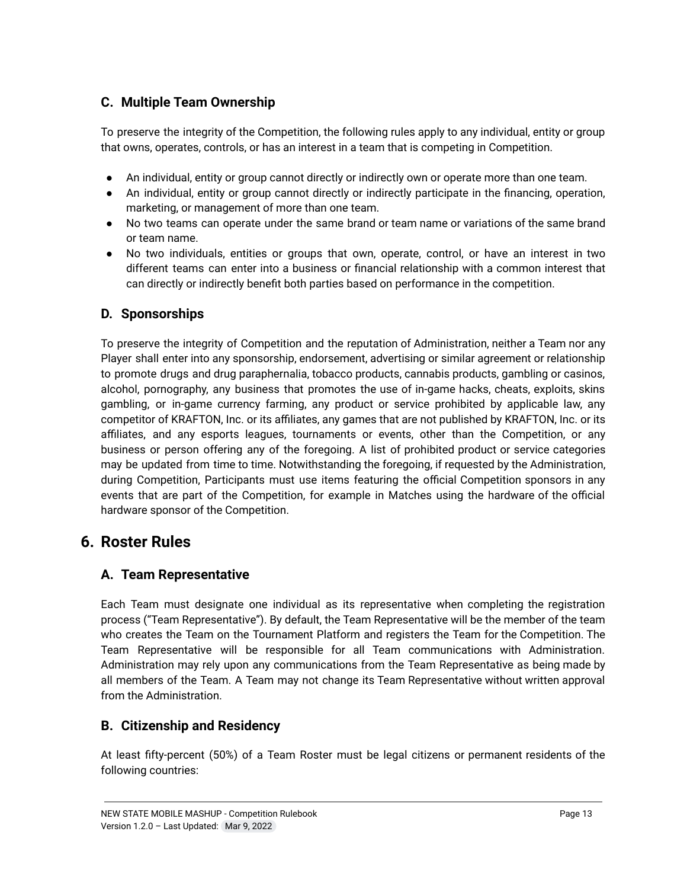### C. Multiple Team Ownership

To preserve the integrity of the Competition, the following rules apply to any individual, entity or group that owns, operates, controls, or has an interest in a team that is competing in Competition.

- An individual, entity or group cannot directly or indirectly own or operate more than one team.
- An individual, entity or group cannot directly or indirectly participate in the financing, operation, marketing, or management of more than one team.
- No two teams can operate under the same brand or team name or variations of the same brand or team name.
- No two individuals, entities or groups that own, operate, control, or have an interest in two different teams can enter into a business or financial relationship with a common interest that can directly or indirectly benefit both parties based on performance in the competition.

### D. Sponsorships

To preserve the integrity of Competition and the reputation of Administration, neither a Team nor any Player shall enter into any sponsorship, endorsement, advertising or similar agreement or relationship to promote drugs and drug paraphernalia, tobacco products, cannabis products, gambling or casinos, alcohol, pornography, any business that promotes the use of in-game hacks, cheats, exploits, skins gambling, or in-game currency farming, any product or service prohibited by applicable law, any competitor of KRAFTON, Inc. or its affiliates, any games that are not published by KRAFTON, Inc. or its affiliates, and any esports leagues, tournaments or events, other than the Competition, or any business or person offering any of the foregoing. A list of prohibited product or service categories may be updated from time to time. Notwithstanding the foregoing, if requested by the Administration, during Competition, Participants must use items featuring the official Competition sponsors in any events that are part of the Competition, for example in Matches using the hardware of the official hardware sponsor of the Competition.

## 6. Roster Rules

### A. Team Representative

Each Team must designate one individual as its representative when completing the registration process ("Team Representative"). By default, the Team Representative will be the member of the team who creates the Team on the Tournament Platform and registers the Team for the Competition. The Team Representative will be responsible for all Team communications with Administration. Administration may rely upon any communications from the Team Representative as being made by all members of the Team. A Team may not change its Team Representative without written approval from the Administration.

### B. Citizenship and Residency

At least fifty-percent (50%) of a Team Roster must be legal citizens or permanent residents of the following countries: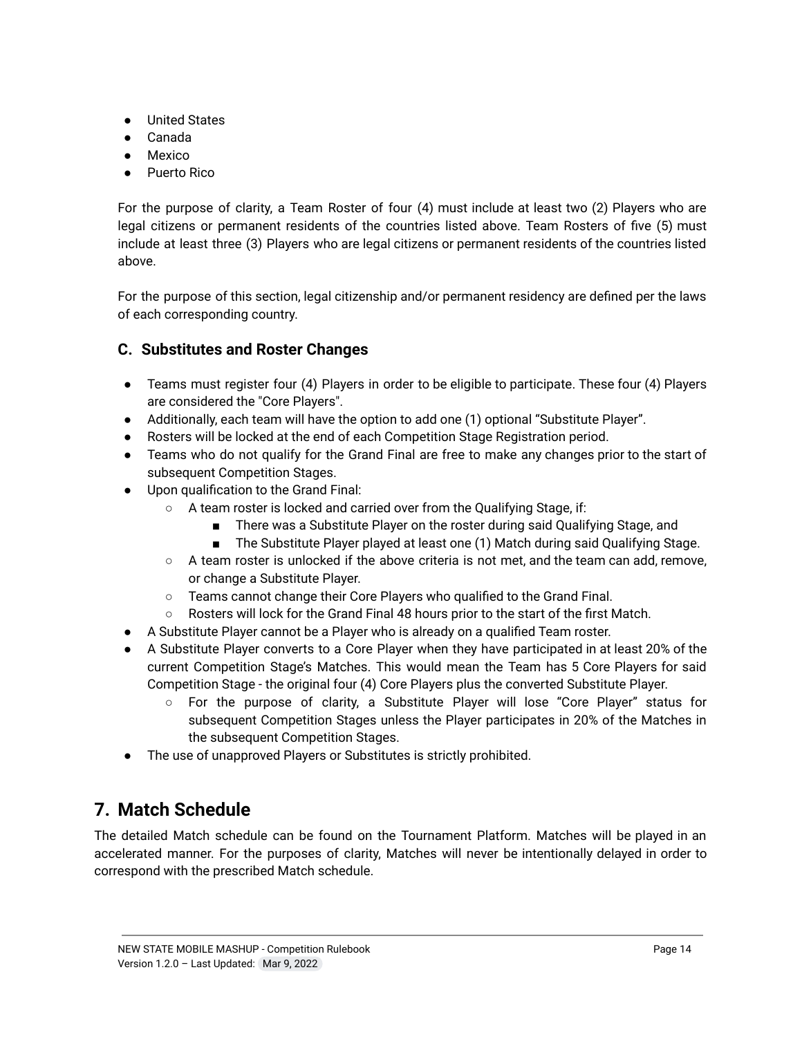- United States
- Canada
- Mexico
- Puerto Rico

For the purpose of clarity, a Team Roster of four (4) must include at least two (2) Players who are legal citizens or permanent residents of the countries listed above. Team Rosters of five (5) must include at least three (3) Players who are legal citizens or permanent residents of the countries listed above.

For the purpose of this section, legal citizenship and/or permanent residency are defined per the laws of each corresponding country.

### C. Substitutes and Roster Changes

- Teams must register four (4) Players in order to be eligible to participate. These four (4) Players are considered the "Core Players".
- Additionally, each team will have the option to add one (1) optional "Substitute Player".
- Rosters will be locked at the end of each Competition Stage Registration period.
- Teams who do not qualify for the Grand Final are free to make any changes prior to the start of subsequent Competition Stages.
- Upon qualification to the Grand Final:
  - A team roster is locked and carried over from the Qualifying Stage, if:
    - There was a Substitute Player on the roster during said Qualifying Stage, and
    - The Substitute Player played at least one (1) Match during said Qualifying Stage.
  - A team roster is unlocked if the above criteria is not met, and the team can add, remove, or change a Substitute Player.
  - Teams cannot change their Core Players who qualified to the Grand Final.
  - Rosters will lock for the Grand Final 48 hours prior to the start of the first Match.
- A Substitute Player cannot be a Player who is already on a qualified Team roster.
- A Substitute Player converts to a Core Player when they have participated in at least 20% of the current Competition Stage's Matches. This would mean the Team has 5 Core Players for said Competition Stage - the original four (4) Core Players plus the converted Substitute Player.
  - For the purpose of clarity, a Substitute Player will lose "Core Player" status for subsequent Competition Stages unless the Player participates in 20% of the Matches in the subsequent Competition Stages.
- The use of unapproved Players or Substitutes is strictly prohibited.

## 7. Match Schedule

The detailed Match schedule can be found on the Tournament Platform. Matches will be played in an accelerated manner. For the purposes of clarity, Matches will never be intentionally delayed in order to correspond with the prescribed Match schedule.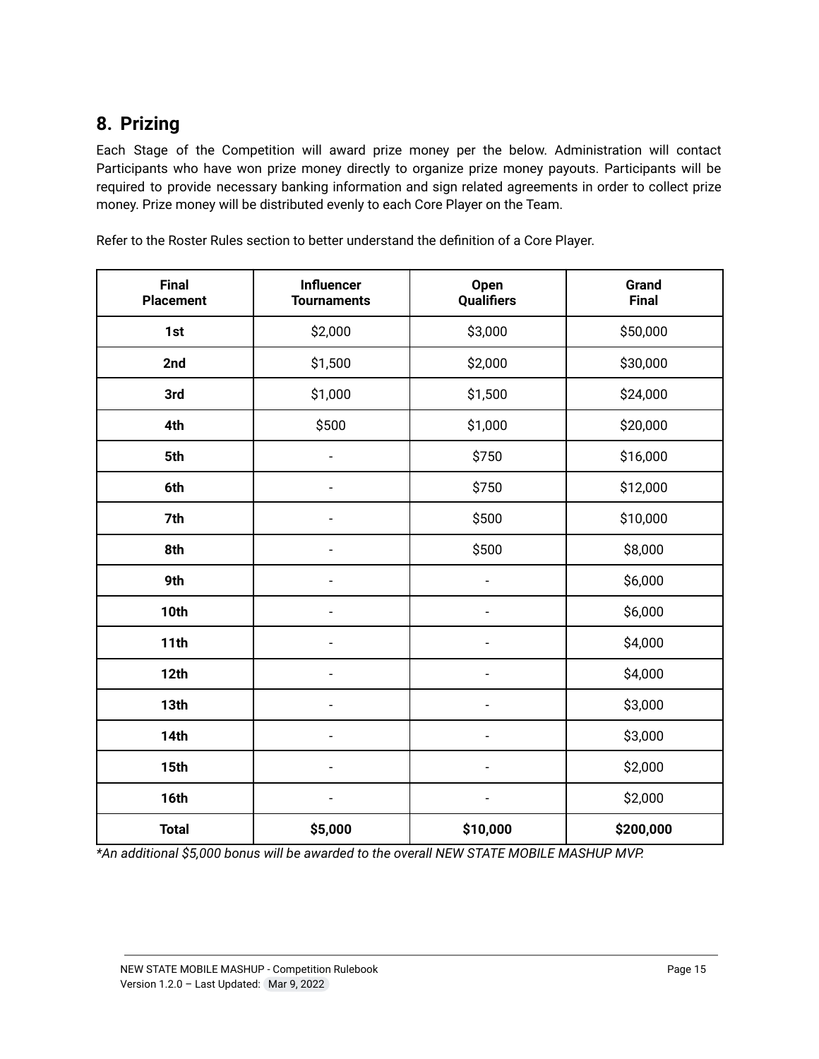## 8. Prizing

Each Stage of the Competition will award prize money per the below. Administration will contact Participants who have won prize money directly to organize prize money payouts. Participants will be required to provide necessary banking information and sign related agreements in order to collect prize money. Prize money will be distributed evenly to each Core Player on the Team.

Refer to the Roster Rules section to better understand the definition of a Core Player.

| Final Placement | Influencer Tournaments | Open Qualifiers | Grand Final |
|---|---|---|---|
| **1st** | $2,000 | $3,000 | $50,000 |
| **2nd** | $1,500 | $2,000 | $30,000 |
| **3rd** | $1,000 | $1,500 | $24,000 |
| **4th** | $500 | $1,000 | $20,000 |
| **5th** | - | $750 | $16,000 |
| **6th** | - | $750 | $12,000 |
| **7th** | - | $500 | $10,000 |
| **8th** | - | $500 | $8,000 |
| **9th** | - | - | $6,000 |
| **10th** | - | - | $6,000 |
| **11th** | - | - | $4,000 |
| **12th** | - | - | $4,000 |
| **13th** | - | - | $3,000 |
| **14th** | - | - | $3,000 |
| **15th** | - | - | $2,000 |
| **16th** | - | - | $2,000 |
| **Total** | **$5,000** | **$10,000** | **$200,000** |

*\*An additional $5,000 bonus will be awarded to the overall NEW STATE MOBILE MASHUP MVP.*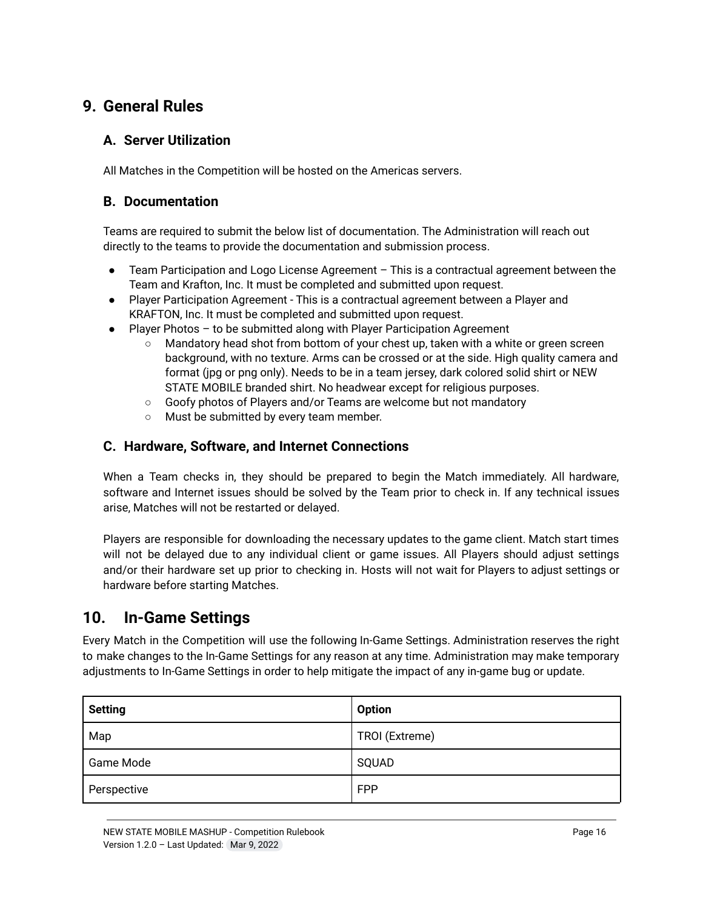## 9. General Rules

### A. Server Utilization

All Matches in the Competition will be hosted on the Americas servers.

### B. Documentation

Teams are required to submit the below list of documentation. The Administration will reach out directly to the teams to provide the documentation and submission process.

- Team Participation and Logo License Agreement – This is a contractual agreement between the Team and Krafton, Inc. It must be completed and submitted upon request.
- Player Participation Agreement - This is a contractual agreement between a Player and KRAFTON, Inc. It must be completed and submitted upon request.
- Player Photos – to be submitted along with Player Participation Agreement
  - Mandatory head shot from bottom of your chest up, taken with a white or green screen background, with no texture. Arms can be crossed or at the side. High quality camera and format (jpg or png only). Needs to be in a team jersey, dark colored solid shirt or NEW STATE MOBILE branded shirt. No headwear except for religious purposes.
  - Goofy photos of Players and/or Teams are welcome but not mandatory
  - Must be submitted by every team member.

### C. Hardware, Software, and Internet Connections

When a Team checks in, they should be prepared to begin the Match immediately. All hardware, software and Internet issues should be solved by the Team prior to check in. If any technical issues arise, Matches will not be restarted or delayed.

Players are responsible for downloading the necessary updates to the game client. Match start times will not be delayed due to any individual client or game issues. All Players should adjust settings and/or their hardware set up prior to checking in. Hosts will not wait for Players to adjust settings or hardware before starting Matches.

## 10. In-Game Settings

Every Match in the Competition will use the following In-Game Settings. Administration reserves the right to make changes to the In-Game Settings for any reason at any time. Administration may make temporary adjustments to In-Game Settings in order to help mitigate the impact of any in-game bug or update.

| Setting | Option |
| --- | --- |
| Map | TROI (Extreme) |
| Game Mode | SQUAD |
| Perspective | FPP |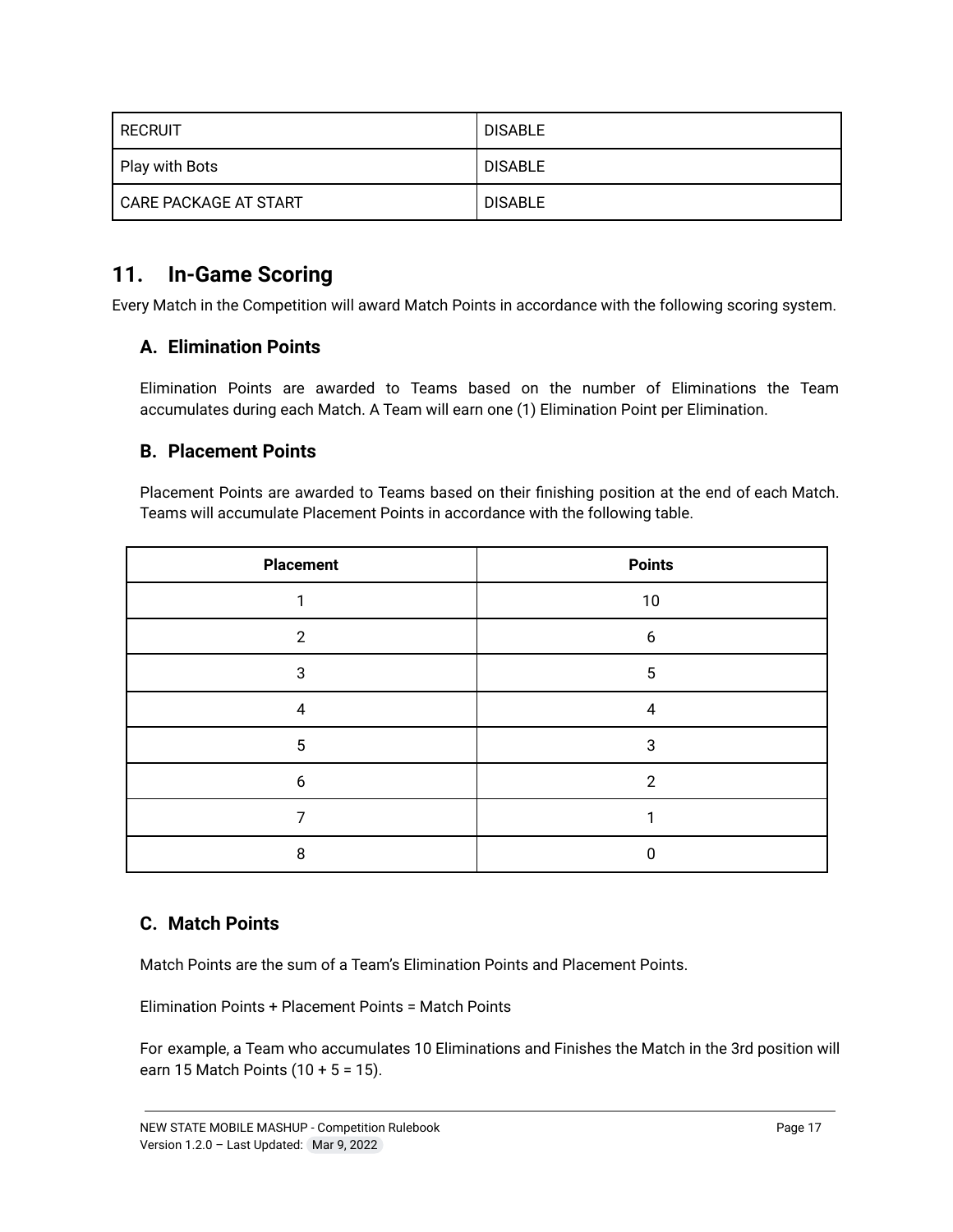| RECRUIT | DISABLE |
|---|---|
| Play with Bots | DISABLE |
| CARE PACKAGE AT START | DISABLE |

## 11. In-Game Scoring

Every Match in the Competition will award Match Points in accordance with the following scoring system.

### A. Elimination Points

Elimination Points are awarded to Teams based on the number of Eliminations the Team accumulates during each Match. A Team will earn one (1) Elimination Point per Elimination.

### B. Placement Points

Placement Points are awarded to Teams based on their finishing position at the end of each Match. Teams will accumulate Placement Points in accordance with the following table.

| Placement | Points |
|---|---|
| 1 | 10 |
| 2 | 6 |
| 3 | 5 |
| 4 | 4 |
| 5 | 3 |
| 6 | 2 |
| 7 | 1 |
| 8 | 0 |

### C. Match Points

Match Points are the sum of a Team's Elimination Points and Placement Points.

Elimination Points + Placement Points = Match Points

For example, a Team who accumulates 10 Eliminations and Finishes the Match in the 3rd position will earn 15 Match Points (10 + 5 = 15).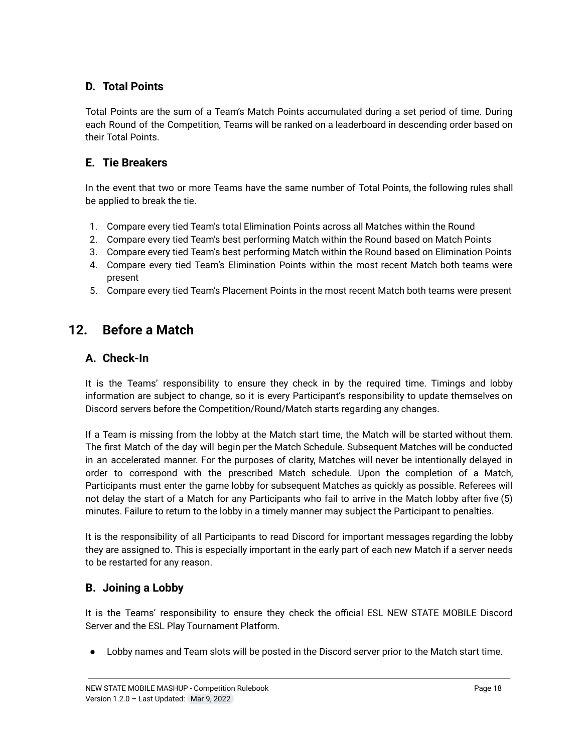### D. Total Points

Total Points are the sum of a Team's Match Points accumulated during a set period of time. During each Round of the Competition, Teams will be ranked on a leaderboard in descending order based on their Total Points.

### E. Tie Breakers

In the event that two or more Teams have the same number of Total Points, the following rules shall be applied to break the tie.

1. Compare every tied Team's total Elimination Points across all Matches within the Round
2. Compare every tied Team's best performing Match within the Round based on Match Points
3. Compare every tied Team's best performing Match within the Round based on Elimination Points
4. Compare every tied Team's Elimination Points within the most recent Match both teams were present
5. Compare every tied Team's Placement Points in the most recent Match both teams were present

## 12. Before a Match

### A. Check-In

It is the Teams' responsibility to ensure they check in by the required time. Timings and lobby information are subject to change, so it is every Participant's responsibility to update themselves on Discord servers before the Competition/Round/Match starts regarding any changes.

If a Team is missing from the lobby at the Match start time, the Match will be started without them. The first Match of the day will begin per the Match Schedule. Subsequent Matches will be conducted in an accelerated manner. For the purposes of clarity, Matches will never be intentionally delayed in order to correspond with the prescribed Match schedule. Upon the completion of a Match, Participants must enter the game lobby for subsequent Matches as quickly as possible. Referees will not delay the start of a Match for any Participants who fail to arrive in the Match lobby after five (5) minutes. Failure to return to the lobby in a timely manner may subject the Participant to penalties.

It is the responsibility of all Participants to read Discord for important messages regarding the lobby they are assigned to. This is especially important in the early part of each new Match if a server needs to be restarted for any reason.

### B. Joining a Lobby

It is the Teams' responsibility to ensure they check the official ESL NEW STATE MOBILE Discord Server and the ESL Play Tournament Platform.

- Lobby names and Team slots will be posted in the Discord server prior to the Match start time.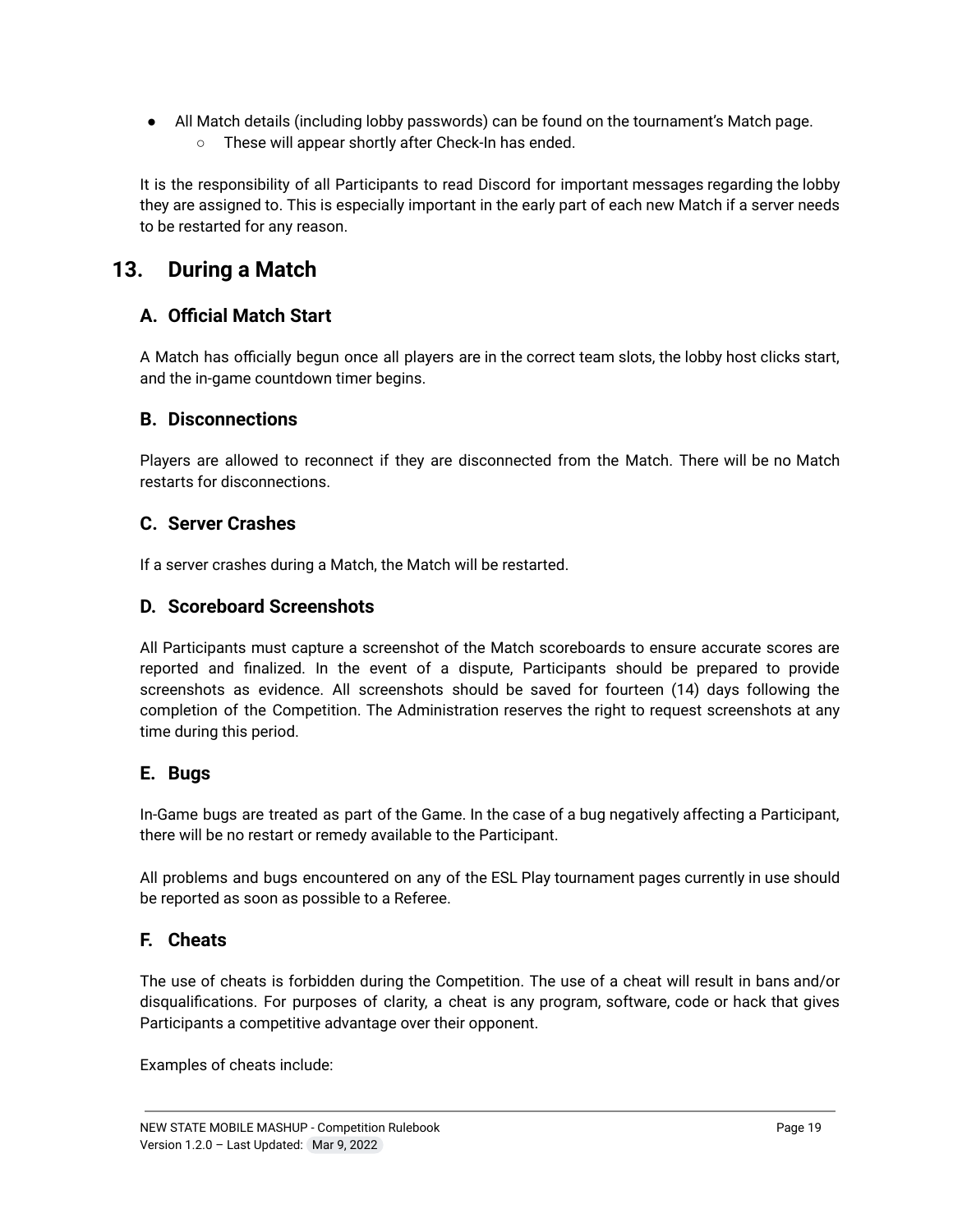- All Match details (including lobby passwords) can be found on the tournament's Match page.
  - These will appear shortly after Check-In has ended.

It is the responsibility of all Participants to read Discord for important messages regarding the lobby they are assigned to. This is especially important in the early part of each new Match if a server needs to be restarted for any reason.

## 13. During a Match

### A. Official Match Start

A Match has officially begun once all players are in the correct team slots, the lobby host clicks start, and the in-game countdown timer begins.

### B. Disconnections

Players are allowed to reconnect if they are disconnected from the Match. There will be no Match restarts for disconnections.

### C. Server Crashes

If a server crashes during a Match, the Match will be restarted.

### D. Scoreboard Screenshots

All Participants must capture a screenshot of the Match scoreboards to ensure accurate scores are reported and finalized. In the event of a dispute, Participants should be prepared to provide screenshots as evidence. All screenshots should be saved for fourteen (14) days following the completion of the Competition. The Administration reserves the right to request screenshots at any time during this period.

### E. Bugs

In-Game bugs are treated as part of the Game. In the case of a bug negatively affecting a Participant, there will be no restart or remedy available to the Participant.

All problems and bugs encountered on any of the ESL Play tournament pages currently in use should be reported as soon as possible to a Referee.

### F. Cheats

The use of cheats is forbidden during the Competition. The use of a cheat will result in bans and/or disqualifications. For purposes of clarity, a cheat is any program, software, code or hack that gives Participants a competitive advantage over their opponent.

Examples of cheats include: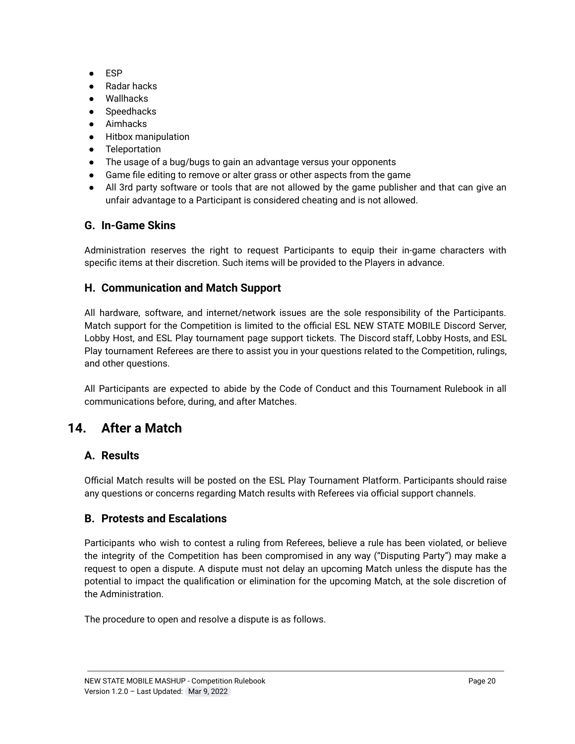- ESP
- Radar hacks
- Wallhacks
- Speedhacks
- Aimhacks
- Hitbox manipulation
- Teleportation
- The usage of a bug/bugs to gain an advantage versus your opponents
- Game file editing to remove or alter grass or other aspects from the game
- All 3rd party software or tools that are not allowed by the game publisher and that can give an unfair advantage to a Participant is considered cheating and is not allowed.

### G. In-Game Skins

Administration reserves the right to request Participants to equip their in-game characters with specific items at their discretion. Such items will be provided to the Players in advance.

### H. Communication and Match Support

All hardware, software, and internet/network issues are the sole responsibility of the Participants. Match support for the Competition is limited to the official ESL NEW STATE MOBILE Discord Server, Lobby Host, and ESL Play tournament page support tickets. The Discord staff, Lobby Hosts, and ESL Play tournament Referees are there to assist you in your questions related to the Competition, rulings, and other questions.

All Participants are expected to abide by the Code of Conduct and this Tournament Rulebook in all communications before, during, and after Matches.

## 14. After a Match

### A. Results

Official Match results will be posted on the ESL Play Tournament Platform. Participants should raise any questions or concerns regarding Match results with Referees via official support channels.

### B. Protests and Escalations

Participants who wish to contest a ruling from Referees, believe a rule has been violated, or believe the integrity of the Competition has been compromised in any way ("Disputing Party") may make a request to open a dispute. A dispute must not delay an upcoming Match unless the dispute has the potential to impact the qualification or elimination for the upcoming Match, at the sole discretion of the Administration.

The procedure to open and resolve a dispute is as follows.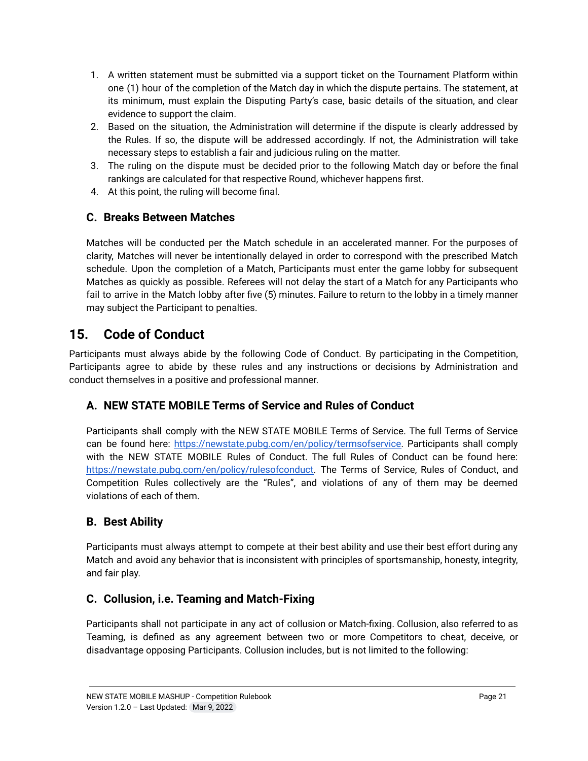1. A written statement must be submitted via a support ticket on the Tournament Platform within one (1) hour of the completion of the Match day in which the dispute pertains. The statement, at its minimum, must explain the Disputing Party's case, basic details of the situation, and clear evidence to support the claim.
2. Based on the situation, the Administration will determine if the dispute is clearly addressed by the Rules. If so, the dispute will be addressed accordingly. If not, the Administration will take necessary steps to establish a fair and judicious ruling on the matter.
3. The ruling on the dispute must be decided prior to the following Match day or before the final rankings are calculated for that respective Round, whichever happens first.
4. At this point, the ruling will become final.

### C. Breaks Between Matches

Matches will be conducted per the Match schedule in an accelerated manner. For the purposes of clarity, Matches will never be intentionally delayed in order to correspond with the prescribed Match schedule. Upon the completion of a Match, Participants must enter the game lobby for subsequent Matches as quickly as possible. Referees will not delay the start of a Match for any Participants who fail to arrive in the Match lobby after five (5) minutes. Failure to return to the lobby in a timely manner may subject the Participant to penalties.

## 15. Code of Conduct

Participants must always abide by the following Code of Conduct. By participating in the Competition, Participants agree to abide by these rules and any instructions or decisions by Administration and conduct themselves in a positive and professional manner.

### A. NEW STATE MOBILE Terms of Service and Rules of Conduct

Participants shall comply with the NEW STATE MOBILE Terms of Service. The full Terms of Service can be found here: https://newstate.pubg.com/en/policy/termsofservice. Participants shall comply with the NEW STATE MOBILE Rules of Conduct. The full Rules of Conduct can be found here: https://newstate.pubg.com/en/policy/rulesofconduct. The Terms of Service, Rules of Conduct, and Competition Rules collectively are the "Rules", and violations of any of them may be deemed violations of each of them.

### B. Best Ability

Participants must always attempt to compete at their best ability and use their best effort during any Match and avoid any behavior that is inconsistent with principles of sportsmanship, honesty, integrity, and fair play.

### C. Collusion, i.e. Teaming and Match-Fixing

Participants shall not participate in any act of collusion or Match-fixing. Collusion, also referred to as Teaming, is defined as any agreement between two or more Competitors to cheat, deceive, or disadvantage opposing Participants. Collusion includes, but is not limited to the following: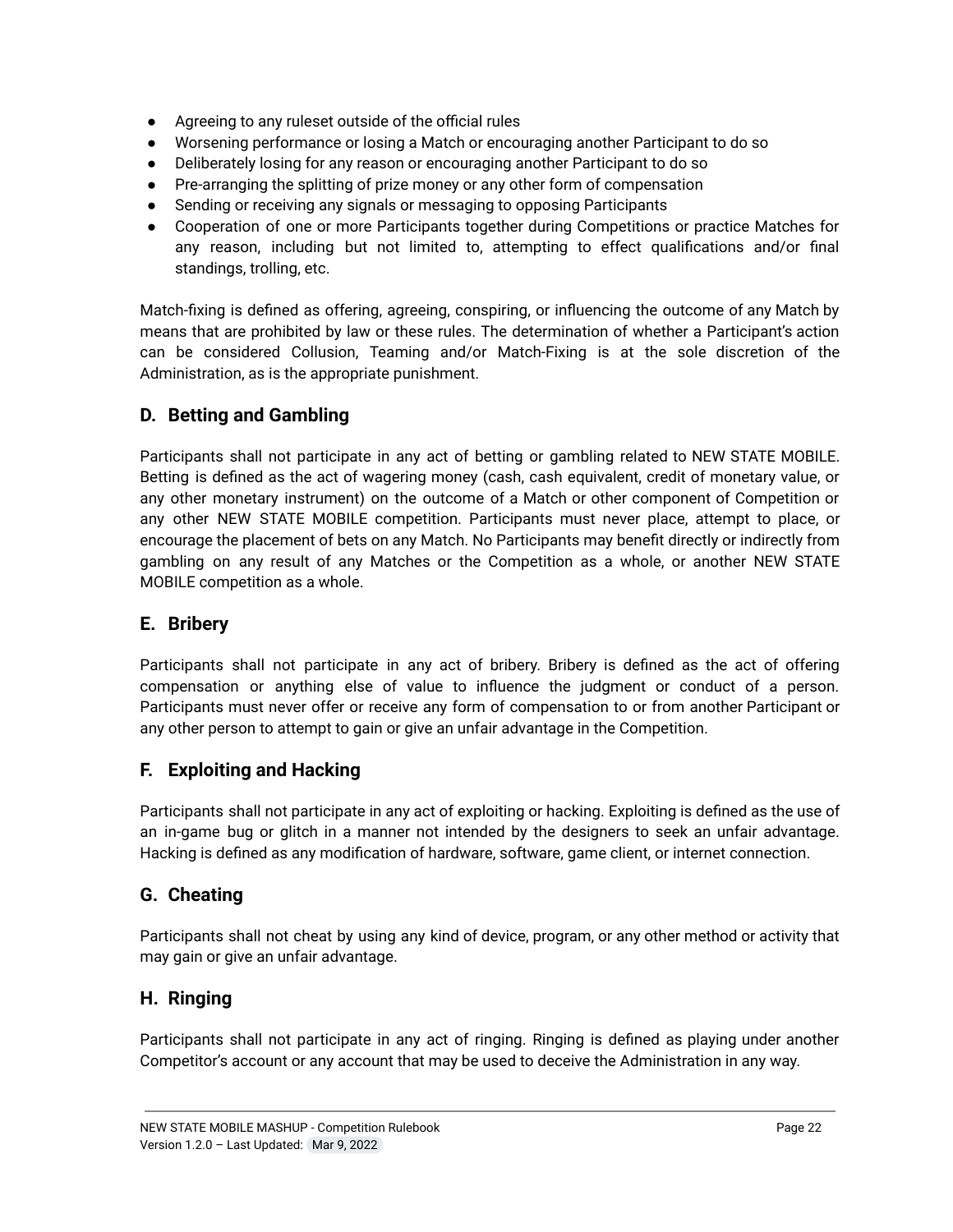- Agreeing to any ruleset outside of the official rules
- Worsening performance or losing a Match or encouraging another Participant to do so
- Deliberately losing for any reason or encouraging another Participant to do so
- Pre-arranging the splitting of prize money or any other form of compensation
- Sending or receiving any signals or messaging to opposing Participants
- Cooperation of one or more Participants together during Competitions or practice Matches for any reason, including but not limited to, attempting to effect qualifications and/or final standings, trolling, etc.

Match-fixing is defined as offering, agreeing, conspiring, or influencing the outcome of any Match by means that are prohibited by law or these rules. The determination of whether a Participant's action can be considered Collusion, Teaming and/or Match-Fixing is at the sole discretion of the Administration, as is the appropriate punishment.

### D. Betting and Gambling

Participants shall not participate in any act of betting or gambling related to NEW STATE MOBILE. Betting is defined as the act of wagering money (cash, cash equivalent, credit of monetary value, or any other monetary instrument) on the outcome of a Match or other component of Competition or any other NEW STATE MOBILE competition. Participants must never place, attempt to place, or encourage the placement of bets on any Match. No Participants may benefit directly or indirectly from gambling on any result of any Matches or the Competition as a whole, or another NEW STATE MOBILE competition as a whole.

### E. Bribery

Participants shall not participate in any act of bribery. Bribery is defined as the act of offering compensation or anything else of value to influence the judgment or conduct of a person. Participants must never offer or receive any form of compensation to or from another Participant or any other person to attempt to gain or give an unfair advantage in the Competition.

### F. Exploiting and Hacking

Participants shall not participate in any act of exploiting or hacking. Exploiting is defined as the use of an in-game bug or glitch in a manner not intended by the designers to seek an unfair advantage. Hacking is defined as any modification of hardware, software, game client, or internet connection.

### G. Cheating

Participants shall not cheat by using any kind of device, program, or any other method or activity that may gain or give an unfair advantage.

### H. Ringing

Participants shall not participate in any act of ringing. Ringing is defined as playing under another Competitor's account or any account that may be used to deceive the Administration in any way.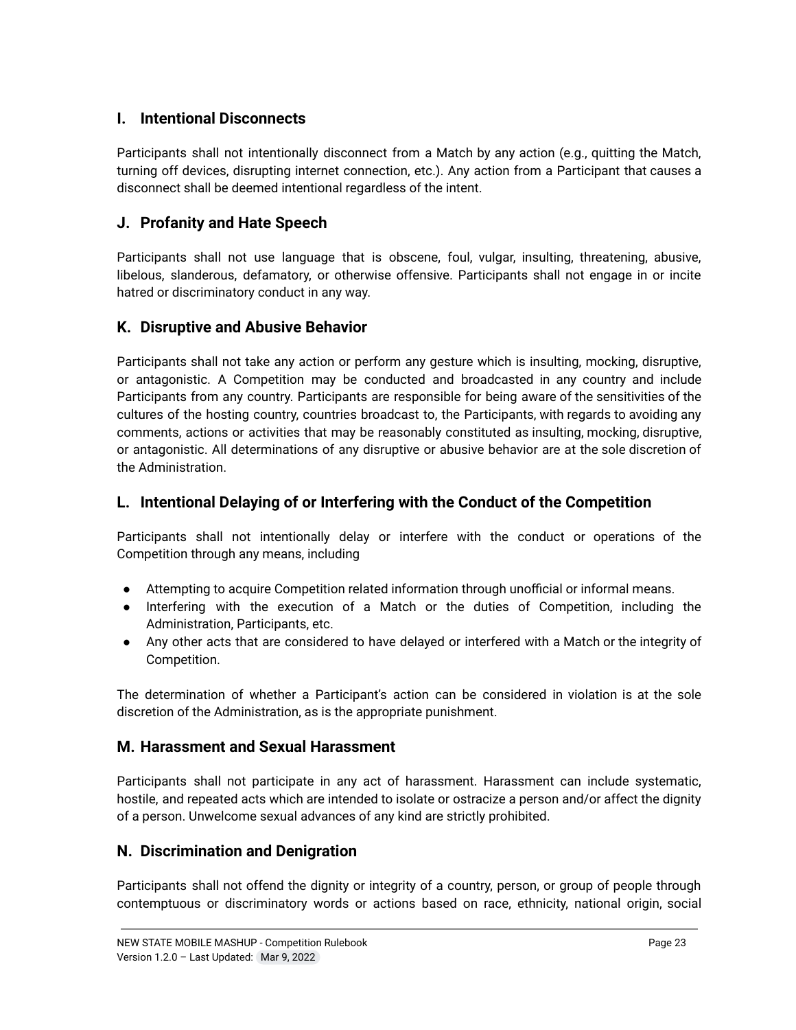### I. Intentional Disconnects

Participants shall not intentionally disconnect from a Match by any action (e.g., quitting the Match, turning off devices, disrupting internet connection, etc.). Any action from a Participant that causes a disconnect shall be deemed intentional regardless of the intent.

### J. Profanity and Hate Speech

Participants shall not use language that is obscene, foul, vulgar, insulting, threatening, abusive, libelous, slanderous, defamatory, or otherwise offensive. Participants shall not engage in or incite hatred or discriminatory conduct in any way.

### K. Disruptive and Abusive Behavior

Participants shall not take any action or perform any gesture which is insulting, mocking, disruptive, or antagonistic. A Competition may be conducted and broadcasted in any country and include Participants from any country. Participants are responsible for being aware of the sensitivities of the cultures of the hosting country, countries broadcast to, the Participants, with regards to avoiding any comments, actions or activities that may be reasonably constituted as insulting, mocking, disruptive, or antagonistic. All determinations of any disruptive or abusive behavior are at the sole discretion of the Administration.

### L. Intentional Delaying of or Interfering with the Conduct of the Competition

Participants shall not intentionally delay or interfere with the conduct or operations of the Competition through any means, including

- Attempting to acquire Competition related information through unofficial or informal means.
- Interfering with the execution of a Match or the duties of Competition, including the Administration, Participants, etc.
- Any other acts that are considered to have delayed or interfered with a Match or the integrity of Competition.

The determination of whether a Participant's action can be considered in violation is at the sole discretion of the Administration, as is the appropriate punishment.

### M. Harassment and Sexual Harassment

Participants shall not participate in any act of harassment. Harassment can include systematic, hostile, and repeated acts which are intended to isolate or ostracize a person and/or affect the dignity of a person. Unwelcome sexual advances of any kind are strictly prohibited.

### N. Discrimination and Denigration

Participants shall not offend the dignity or integrity of a country, person, or group of people through contemptuous or discriminatory words or actions based on race, ethnicity, national origin, social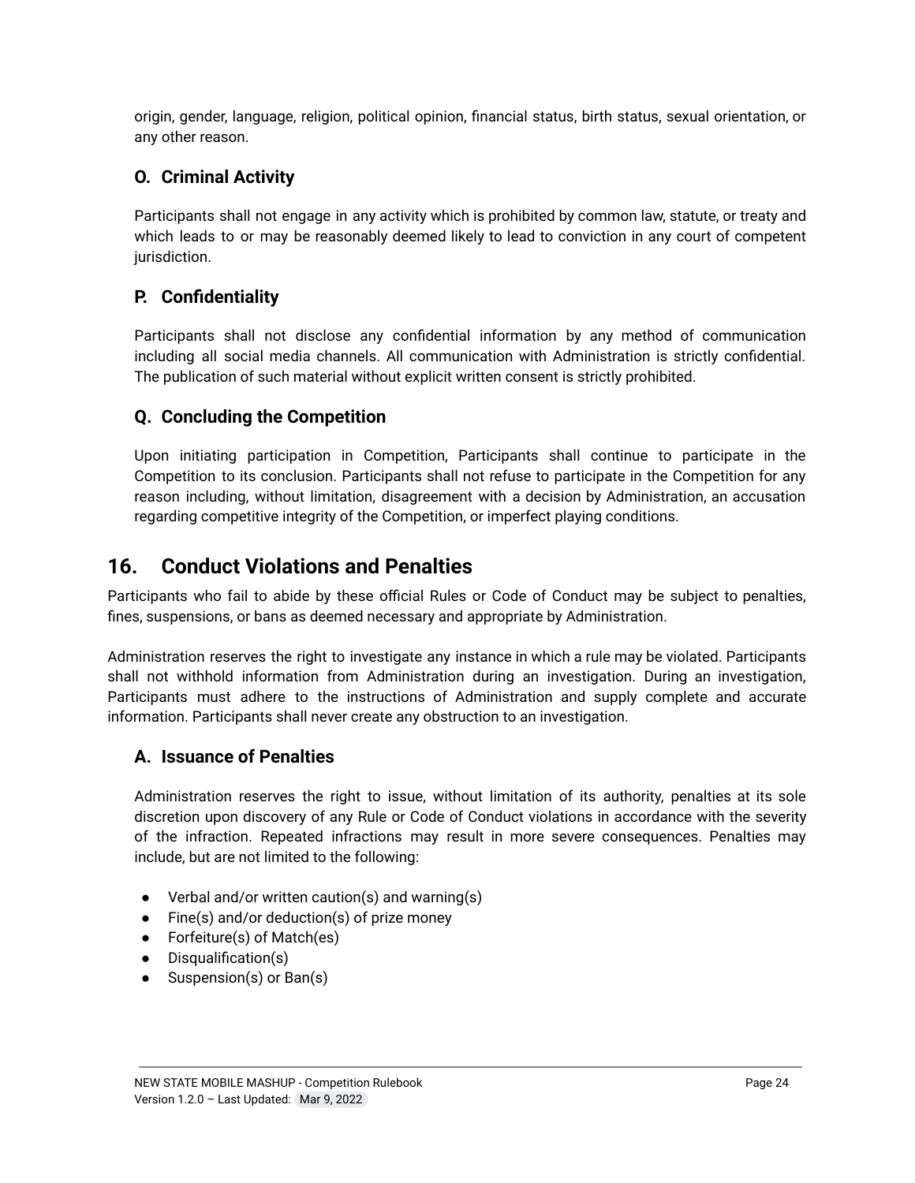origin, gender, language, religion, political opinion, financial status, birth status, sexual orientation, or any other reason.

### O. Criminal Activity

Participants shall not engage in any activity which is prohibited by common law, statute, or treaty and which leads to or may be reasonably deemed likely to lead to conviction in any court of competent jurisdiction.

### P. Confidentiality

Participants shall not disclose any confidential information by any method of communication including all social media channels. All communication with Administration is strictly confidential. The publication of such material without explicit written consent is strictly prohibited.

### Q. Concluding the Competition

Upon initiating participation in Competition, Participants shall continue to participate in the Competition to its conclusion. Participants shall not refuse to participate in the Competition for any reason including, without limitation, disagreement with a decision by Administration, an accusation regarding competitive integrity of the Competition, or imperfect playing conditions.

## 16. Conduct Violations and Penalties

Participants who fail to abide by these official Rules or Code of Conduct may be subject to penalties, fines, suspensions, or bans as deemed necessary and appropriate by Administration.

Administration reserves the right to investigate any instance in which a rule may be violated. Participants shall not withhold information from Administration during an investigation. During an investigation, Participants must adhere to the instructions of Administration and supply complete and accurate information. Participants shall never create any obstruction to an investigation.

### A. Issuance of Penalties

Administration reserves the right to issue, without limitation of its authority, penalties at its sole discretion upon discovery of any Rule or Code of Conduct violations in accordance with the severity of the infraction. Repeated infractions may result in more severe consequences. Penalties may include, but are not limited to the following:

- Verbal and/or written caution(s) and warning(s)
- Fine(s) and/or deduction(s) of prize money
- Forfeiture(s) of Match(es)
- Disqualification(s)
- Suspension(s) or Ban(s)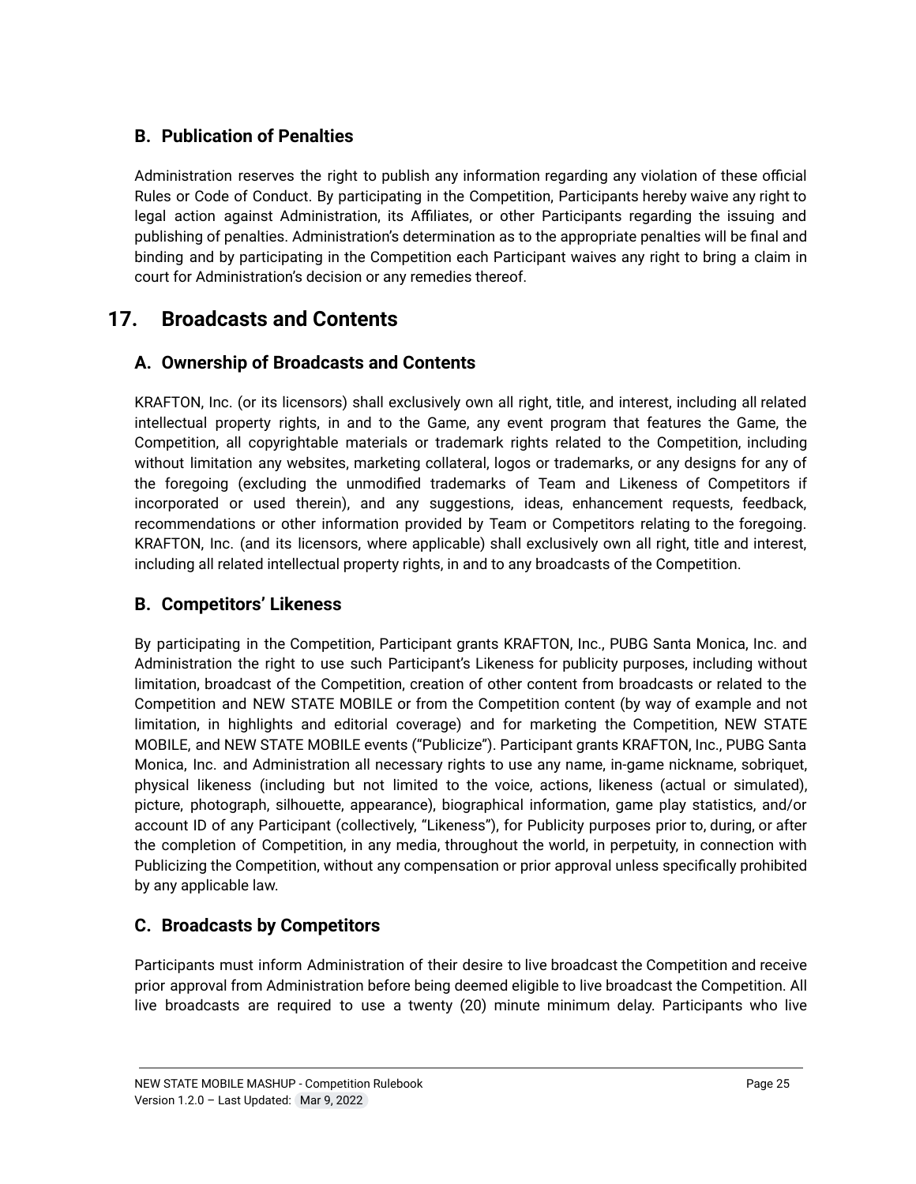### B. Publication of Penalties

Administration reserves the right to publish any information regarding any violation of these official Rules or Code of Conduct. By participating in the Competition, Participants hereby waive any right to legal action against Administration, its Affiliates, or other Participants regarding the issuing and publishing of penalties. Administration's determination as to the appropriate penalties will be final and binding and by participating in the Competition each Participant waives any right to bring a claim in court for Administration's decision or any remedies thereof.

## 17. Broadcasts and Contents

### A. Ownership of Broadcasts and Contents

KRAFTON, Inc. (or its licensors) shall exclusively own all right, title, and interest, including all related intellectual property rights, in and to the Game, any event program that features the Game, the Competition, all copyrightable materials or trademark rights related to the Competition, including without limitation any websites, marketing collateral, logos or trademarks, or any designs for any of the foregoing (excluding the unmodified trademarks of Team and Likeness of Competitors if incorporated or used therein), and any suggestions, ideas, enhancement requests, feedback, recommendations or other information provided by Team or Competitors relating to the foregoing. KRAFTON, Inc. (and its licensors, where applicable) shall exclusively own all right, title and interest, including all related intellectual property rights, in and to any broadcasts of the Competition.

### B. Competitors' Likeness

By participating in the Competition, Participant grants KRAFTON, Inc., PUBG Santa Monica, Inc. and Administration the right to use such Participant's Likeness for publicity purposes, including without limitation, broadcast of the Competition, creation of other content from broadcasts or related to the Competition and NEW STATE MOBILE or from the Competition content (by way of example and not limitation, in highlights and editorial coverage) and for marketing the Competition, NEW STATE MOBILE, and NEW STATE MOBILE events ("Publicize"). Participant grants KRAFTON, Inc., PUBG Santa Monica, Inc. and Administration all necessary rights to use any name, in-game nickname, sobriquet, physical likeness (including but not limited to the voice, actions, likeness (actual or simulated), picture, photograph, silhouette, appearance), biographical information, game play statistics, and/or account ID of any Participant (collectively, "Likeness"), for Publicity purposes prior to, during, or after the completion of Competition, in any media, throughout the world, in perpetuity, in connection with Publicizing the Competition, without any compensation or prior approval unless specifically prohibited by any applicable law.

### C. Broadcasts by Competitors

Participants must inform Administration of their desire to live broadcast the Competition and receive prior approval from Administration before being deemed eligible to live broadcast the Competition. All live broadcasts are required to use a twenty (20) minute minimum delay. Participants who live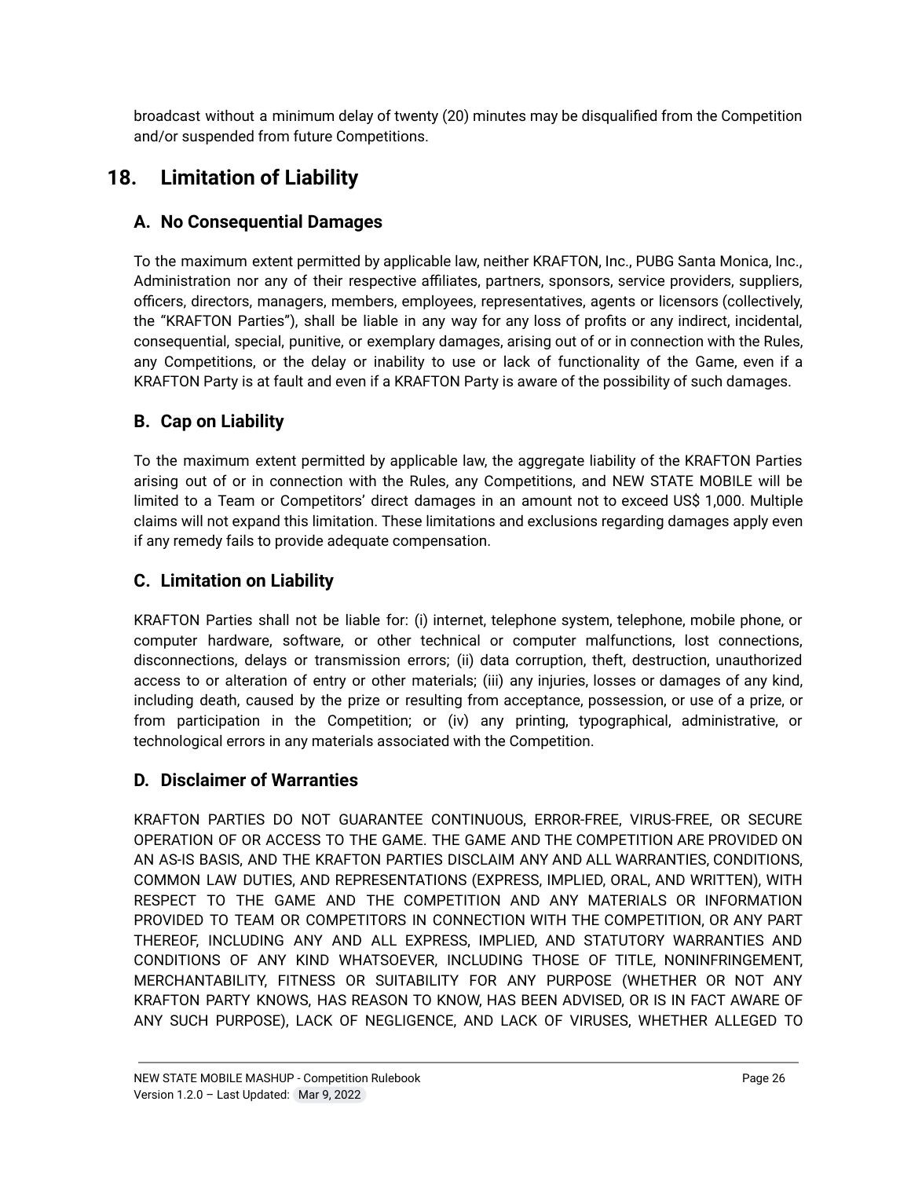broadcast without a minimum delay of twenty (20) minutes may be disqualified from the Competition and/or suspended from future Competitions.

## 18. Limitation of Liability

### A. No Consequential Damages

To the maximum extent permitted by applicable law, neither KRAFTON, Inc., PUBG Santa Monica, Inc., Administration nor any of their respective affiliates, partners, sponsors, service providers, suppliers, officers, directors, managers, members, employees, representatives, agents or licensors (collectively, the "KRAFTON Parties"), shall be liable in any way for any loss of profits or any indirect, incidental, consequential, special, punitive, or exemplary damages, arising out of or in connection with the Rules, any Competitions, or the delay or inability to use or lack of functionality of the Game, even if a KRAFTON Party is at fault and even if a KRAFTON Party is aware of the possibility of such damages.

### B. Cap on Liability

To the maximum extent permitted by applicable law, the aggregate liability of the KRAFTON Parties arising out of or in connection with the Rules, any Competitions, and NEW STATE MOBILE will be limited to a Team or Competitors' direct damages in an amount not to exceed US$ 1,000. Multiple claims will not expand this limitation. These limitations and exclusions regarding damages apply even if any remedy fails to provide adequate compensation.

### C. Limitation on Liability

KRAFTON Parties shall not be liable for: (i) internet, telephone system, telephone, mobile phone, or computer hardware, software, or other technical or computer malfunctions, lost connections, disconnections, delays or transmission errors; (ii) data corruption, theft, destruction, unauthorized access to or alteration of entry or other materials; (iii) any injuries, losses or damages of any kind, including death, caused by the prize or resulting from acceptance, possession, or use of a prize, or from participation in the Competition; or (iv) any printing, typographical, administrative, or technological errors in any materials associated with the Competition.

### D. Disclaimer of Warranties

KRAFTON PARTIES DO NOT GUARANTEE CONTINUOUS, ERROR-FREE, VIRUS-FREE, OR SECURE OPERATION OF OR ACCESS TO THE GAME. THE GAME AND THE COMPETITION ARE PROVIDED ON AN AS-IS BASIS, AND THE KRAFTON PARTIES DISCLAIM ANY AND ALL WARRANTIES, CONDITIONS, COMMON LAW DUTIES, AND REPRESENTATIONS (EXPRESS, IMPLIED, ORAL, AND WRITTEN), WITH RESPECT TO THE GAME AND THE COMPETITION AND ANY MATERIALS OR INFORMATION PROVIDED TO TEAM OR COMPETITORS IN CONNECTION WITH THE COMPETITION, OR ANY PART THEREOF, INCLUDING ANY AND ALL EXPRESS, IMPLIED, AND STATUTORY WARRANTIES AND CONDITIONS OF ANY KIND WHATSOEVER, INCLUDING THOSE OF TITLE, NONINFRINGEMENT, MERCHANTABILITY, FITNESS OR SUITABILITY FOR ANY PURPOSE (WHETHER OR NOT ANY KRAFTON PARTY KNOWS, HAS REASON TO KNOW, HAS BEEN ADVISED, OR IS IN FACT AWARE OF ANY SUCH PURPOSE), LACK OF NEGLIGENCE, AND LACK OF VIRUSES, WHETHER ALLEGED TO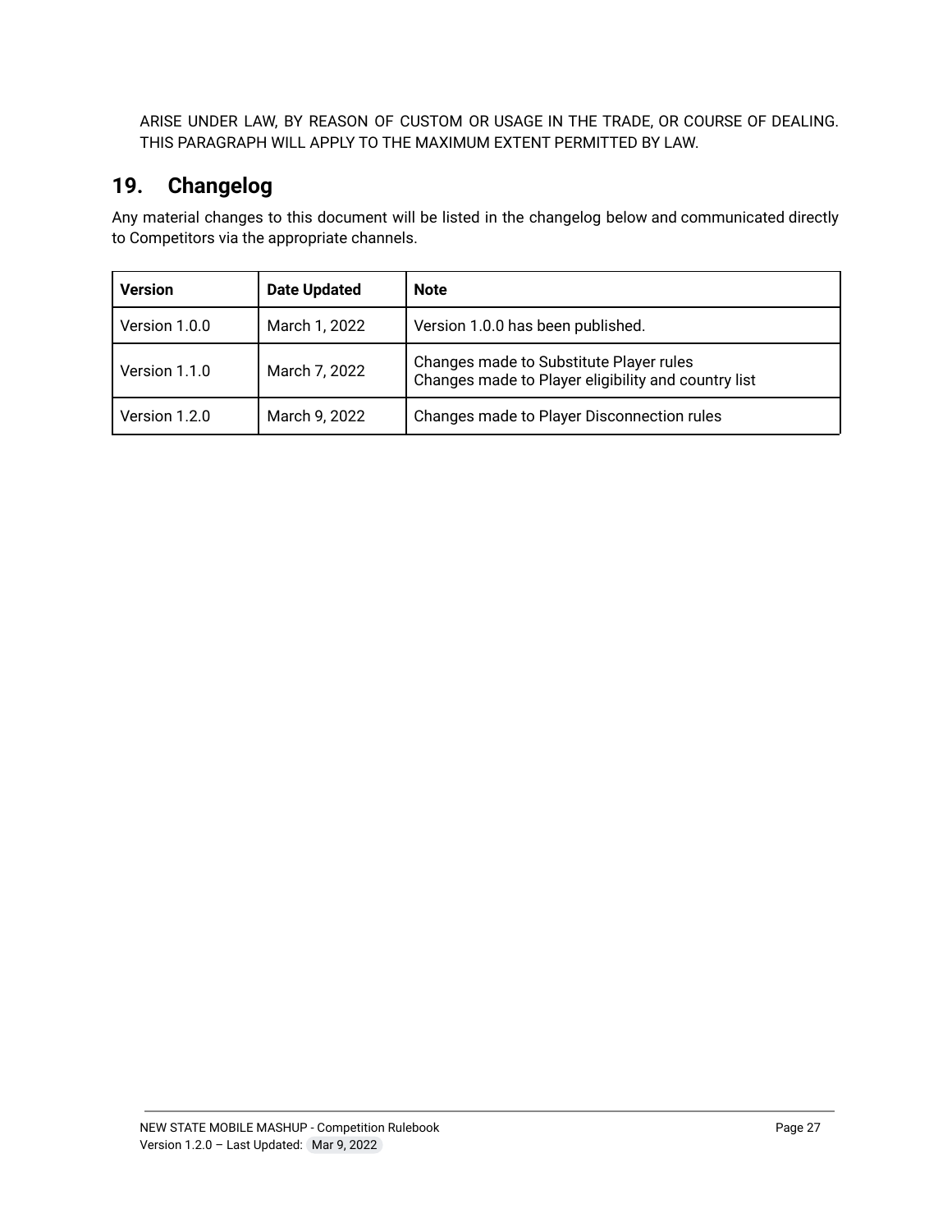ARISE UNDER LAW, BY REASON OF CUSTOM OR USAGE IN THE TRADE, OR COURSE OF DEALING. THIS PARAGRAPH WILL APPLY TO THE MAXIMUM EXTENT PERMITTED BY LAW.

## 19. Changelog

Any material changes to this document will be listed in the changelog below and communicated directly to Competitors via the appropriate channels.

| Version | Date Updated | Note |
|---|---|---|
| Version 1.0.0 | March 1, 2022 | Version 1.0.0 has been published. |
| Version 1.1.0 | March 7, 2022 | Changes made to Substitute Player rules<br>Changes made to Player eligibility and country list |
| Version 1.2.0 | March 9, 2022 | Changes made to Player Disconnection rules |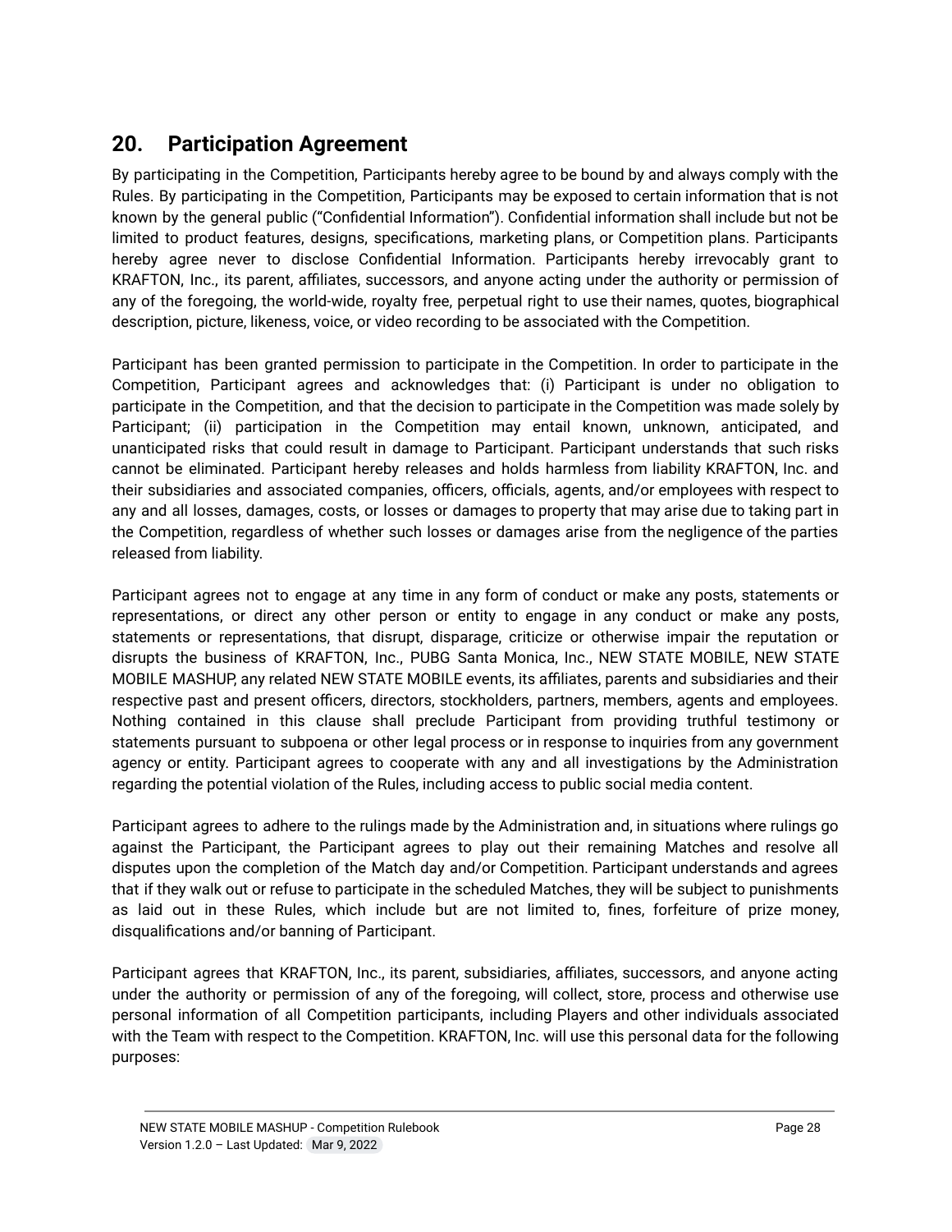## 20. Participation Agreement

By participating in the Competition, Participants hereby agree to be bound by and always comply with the Rules. By participating in the Competition, Participants may be exposed to certain information that is not known by the general public ("Confidential Information"). Confidential information shall include but not be limited to product features, designs, specifications, marketing plans, or Competition plans. Participants hereby agree never to disclose Confidential Information. Participants hereby irrevocably grant to KRAFTON, Inc., its parent, affiliates, successors, and anyone acting under the authority or permission of any of the foregoing, the world-wide, royalty free, perpetual right to use their names, quotes, biographical description, picture, likeness, voice, or video recording to be associated with the Competition.

Participant has been granted permission to participate in the Competition. In order to participate in the Competition, Participant agrees and acknowledges that: (i) Participant is under no obligation to participate in the Competition, and that the decision to participate in the Competition was made solely by Participant; (ii) participation in the Competition may entail known, unknown, anticipated, and unanticipated risks that could result in damage to Participant. Participant understands that such risks cannot be eliminated. Participant hereby releases and holds harmless from liability KRAFTON, Inc. and their subsidiaries and associated companies, officers, officials, agents, and/or employees with respect to any and all losses, damages, costs, or losses or damages to property that may arise due to taking part in the Competition, regardless of whether such losses or damages arise from the negligence of the parties released from liability.

Participant agrees not to engage at any time in any form of conduct or make any posts, statements or representations, or direct any other person or entity to engage in any conduct or make any posts, statements or representations, that disrupt, disparage, criticize or otherwise impair the reputation or disrupts the business of KRAFTON, Inc., PUBG Santa Monica, Inc., NEW STATE MOBILE, NEW STATE MOBILE MASHUP, any related NEW STATE MOBILE events, its affiliates, parents and subsidiaries and their respective past and present officers, directors, stockholders, partners, members, agents and employees. Nothing contained in this clause shall preclude Participant from providing truthful testimony or statements pursuant to subpoena or other legal process or in response to inquiries from any government agency or entity. Participant agrees to cooperate with any and all investigations by the Administration regarding the potential violation of the Rules, including access to public social media content.

Participant agrees to adhere to the rulings made by the Administration and, in situations where rulings go against the Participant, the Participant agrees to play out their remaining Matches and resolve all disputes upon the completion of the Match day and/or Competition. Participant understands and agrees that if they walk out or refuse to participate in the scheduled Matches, they will be subject to punishments as laid out in these Rules, which include but are not limited to, fines, forfeiture of prize money, disqualifications and/or banning of Participant.

Participant agrees that KRAFTON, Inc., its parent, subsidiaries, affiliates, successors, and anyone acting under the authority or permission of any of the foregoing, will collect, store, process and otherwise use personal information of all Competition participants, including Players and other individuals associated with the Team with respect to the Competition. KRAFTON, Inc. will use this personal data for the following purposes: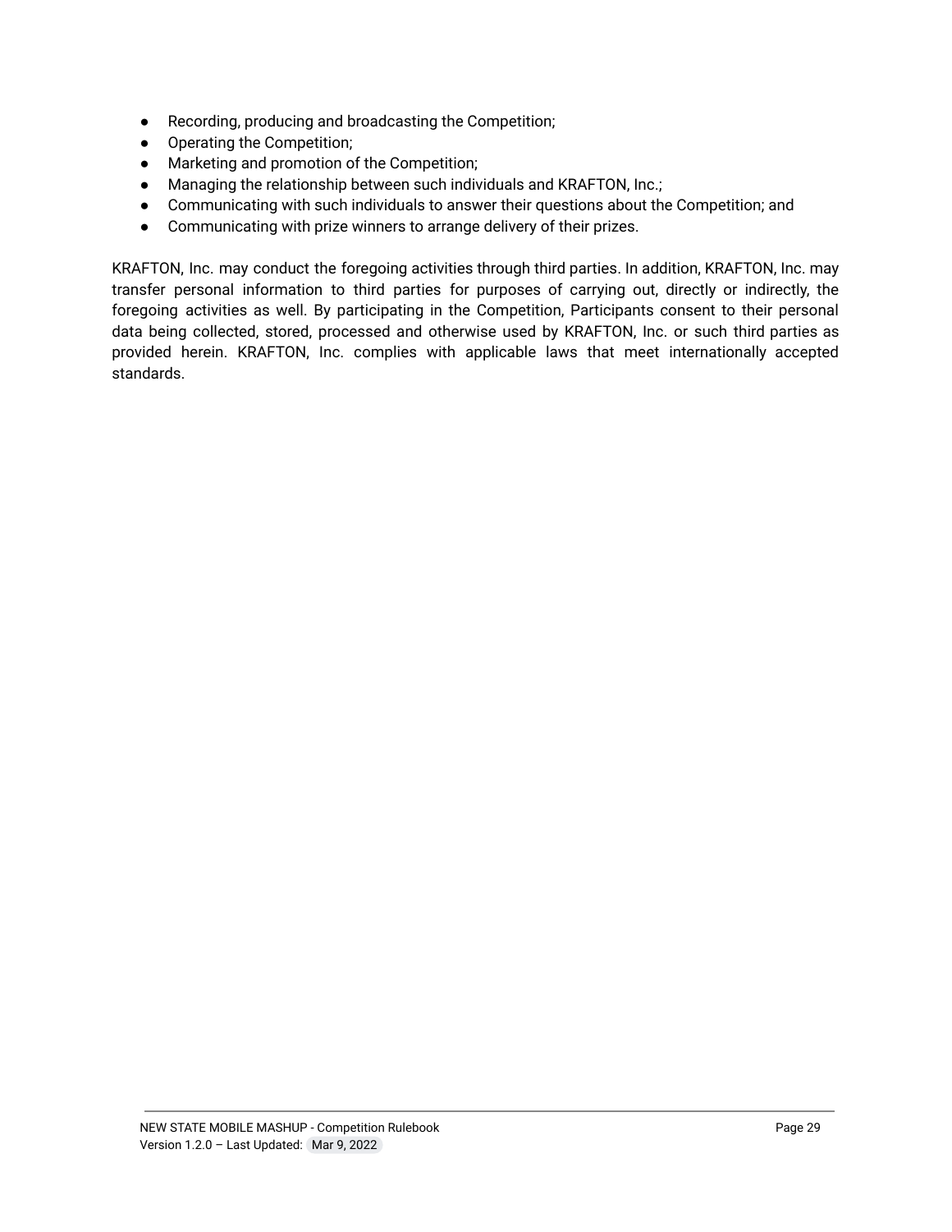- Recording, producing and broadcasting the Competition;
- Operating the Competition;
- Marketing and promotion of the Competition;
- Managing the relationship between such individuals and KRAFTON, Inc.;
- Communicating with such individuals to answer their questions about the Competition; and
- Communicating with prize winners to arrange delivery of their prizes.

KRAFTON, Inc. may conduct the foregoing activities through third parties. In addition, KRAFTON, Inc. may transfer personal information to third parties for purposes of carrying out, directly or indirectly, the foregoing activities as well. By participating in the Competition, Participants consent to their personal data being collected, stored, processed and otherwise used by KRAFTON, Inc. or such third parties as provided herein. KRAFTON, Inc. complies with applicable laws that meet internationally accepted standards.